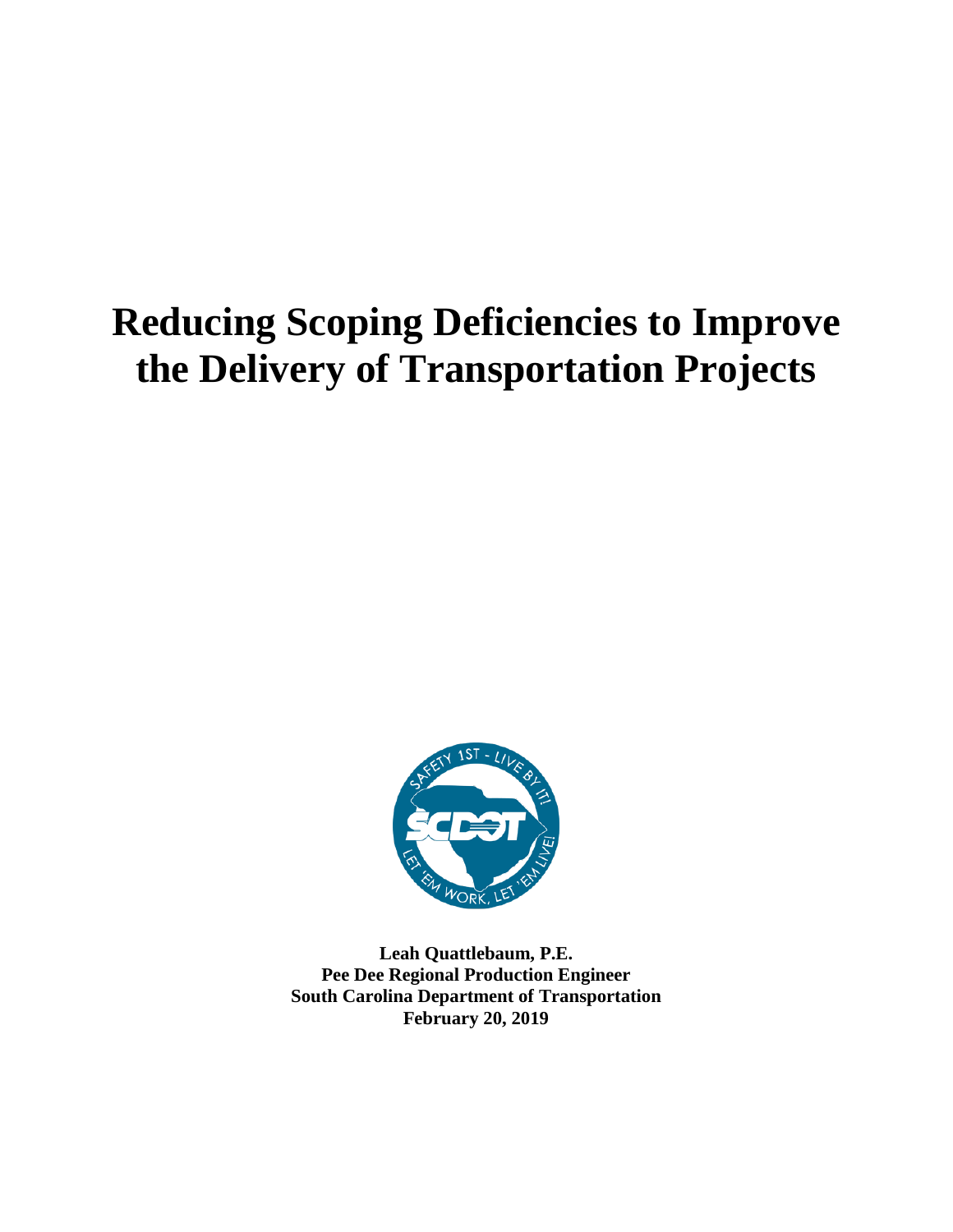# Reducing Scoping Deficiencies to Improve the Delivery of Transportation Projects

**Leah Quattlebaum, P.E.**
**Pee Dee Regional Production Engineer**
**South Carolina Department of Transportation**
**February 20, 2019**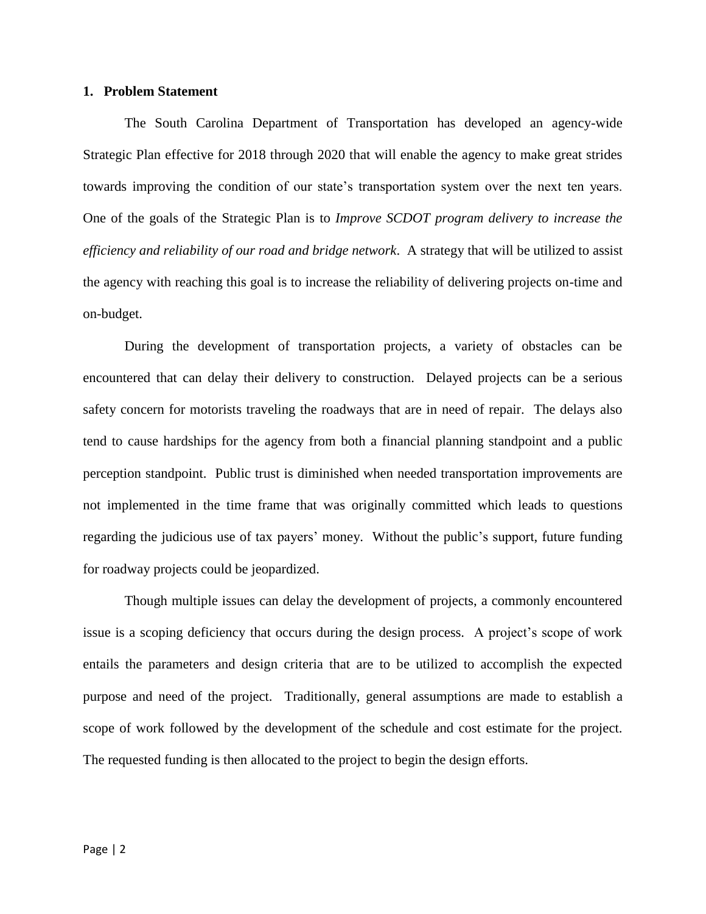## 1. Problem Statement

The South Carolina Department of Transportation has developed an agency-wide Strategic Plan effective for 2018 through 2020 that will enable the agency to make great strides towards improving the condition of our state's transportation system over the next ten years. One of the goals of the Strategic Plan is to *Improve SCDOT program delivery to increase the efficiency and reliability of our road and bridge network*. A strategy that will be utilized to assist the agency with reaching this goal is to increase the reliability of delivering projects on-time and on-budget.

During the development of transportation projects, a variety of obstacles can be encountered that can delay their delivery to construction. Delayed projects can be a serious safety concern for motorists traveling the roadways that are in need of repair. The delays also tend to cause hardships for the agency from both a financial planning standpoint and a public perception standpoint. Public trust is diminished when needed transportation improvements are not implemented in the time frame that was originally committed which leads to questions regarding the judicious use of tax payers' money. Without the public's support, future funding for roadway projects could be jeopardized.

Though multiple issues can delay the development of projects, a commonly encountered issue is a scoping deficiency that occurs during the design process. A project's scope of work entails the parameters and design criteria that are to be utilized to accomplish the expected purpose and need of the project. Traditionally, general assumptions are made to establish a scope of work followed by the development of the schedule and cost estimate for the project. The requested funding is then allocated to the project to begin the design efforts.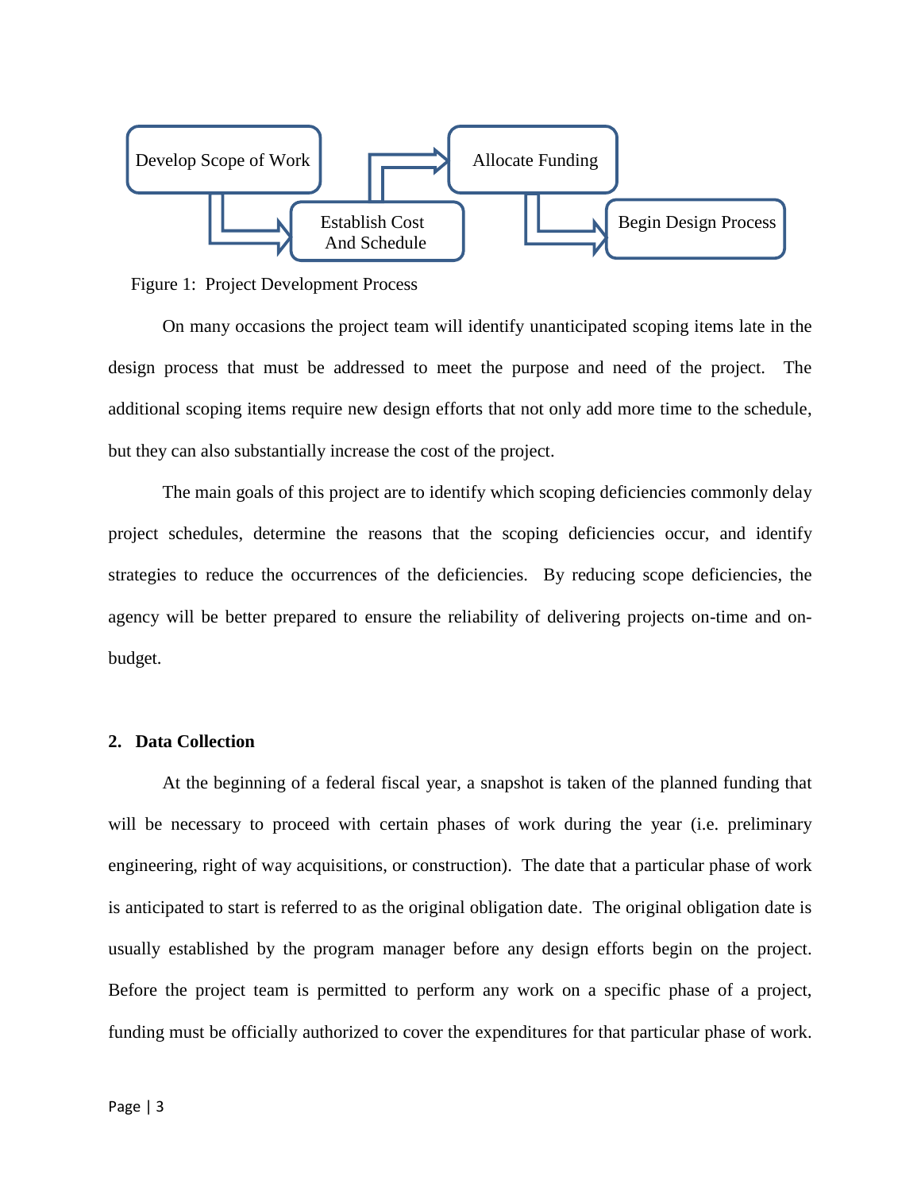Develop Scope of Work → Establish Cost And Schedule → Allocate Funding → Begin Design Process

Figure 1: Project Development Process

On many occasions the project team will identify unanticipated scoping items late in the design process that must be addressed to meet the purpose and need of the project. The additional scoping items require new design efforts that not only add more time to the schedule, but they can also substantially increase the cost of the project.

The main goals of this project are to identify which scoping deficiencies commonly delay project schedules, determine the reasons that the scoping deficiencies occur, and identify strategies to reduce the occurrences of the deficiencies. By reducing scope deficiencies, the agency will be better prepared to ensure the reliability of delivering projects on-time and on-budget.

## 2. Data Collection

At the beginning of a federal fiscal year, a snapshot is taken of the planned funding that will be necessary to proceed with certain phases of work during the year (i.e. preliminary engineering, right of way acquisitions, or construction). The date that a particular phase of work is anticipated to start is referred to as the original obligation date. The original obligation date is usually established by the program manager before any design efforts begin on the project. Before the project team is permitted to perform any work on a specific phase of a project, funding must be officially authorized to cover the expenditures for that particular phase of work.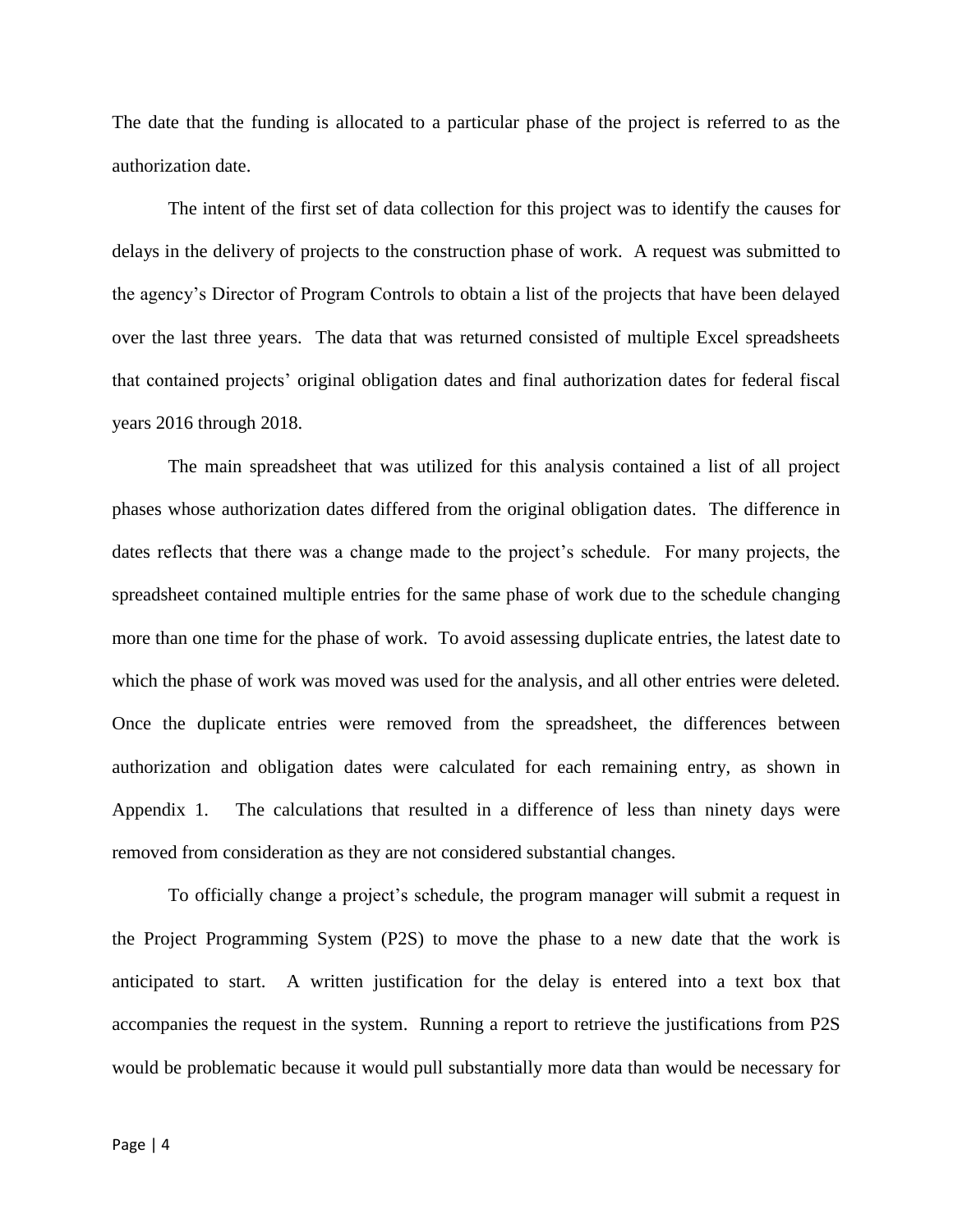The date that the funding is allocated to a particular phase of the project is referred to as the authorization date.

The intent of the first set of data collection for this project was to identify the causes for delays in the delivery of projects to the construction phase of work. A request was submitted to the agency's Director of Program Controls to obtain a list of the projects that have been delayed over the last three years. The data that was returned consisted of multiple Excel spreadsheets that contained projects' original obligation dates and final authorization dates for federal fiscal years 2016 through 2018.

The main spreadsheet that was utilized for this analysis contained a list of all project phases whose authorization dates differed from the original obligation dates. The difference in dates reflects that there was a change made to the project's schedule. For many projects, the spreadsheet contained multiple entries for the same phase of work due to the schedule changing more than one time for the phase of work. To avoid assessing duplicate entries, the latest date to which the phase of work was moved was used for the analysis, and all other entries were deleted. Once the duplicate entries were removed from the spreadsheet, the differences between authorization and obligation dates were calculated for each remaining entry, as shown in Appendix 1. The calculations that resulted in a difference of less than ninety days were removed from consideration as they are not considered substantial changes.

To officially change a project's schedule, the program manager will submit a request in the Project Programming System (P2S) to move the phase to a new date that the work is anticipated to start. A written justification for the delay is entered into a text box that accompanies the request in the system. Running a report to retrieve the justifications from P2S would be problematic because it would pull substantially more data than would be necessary for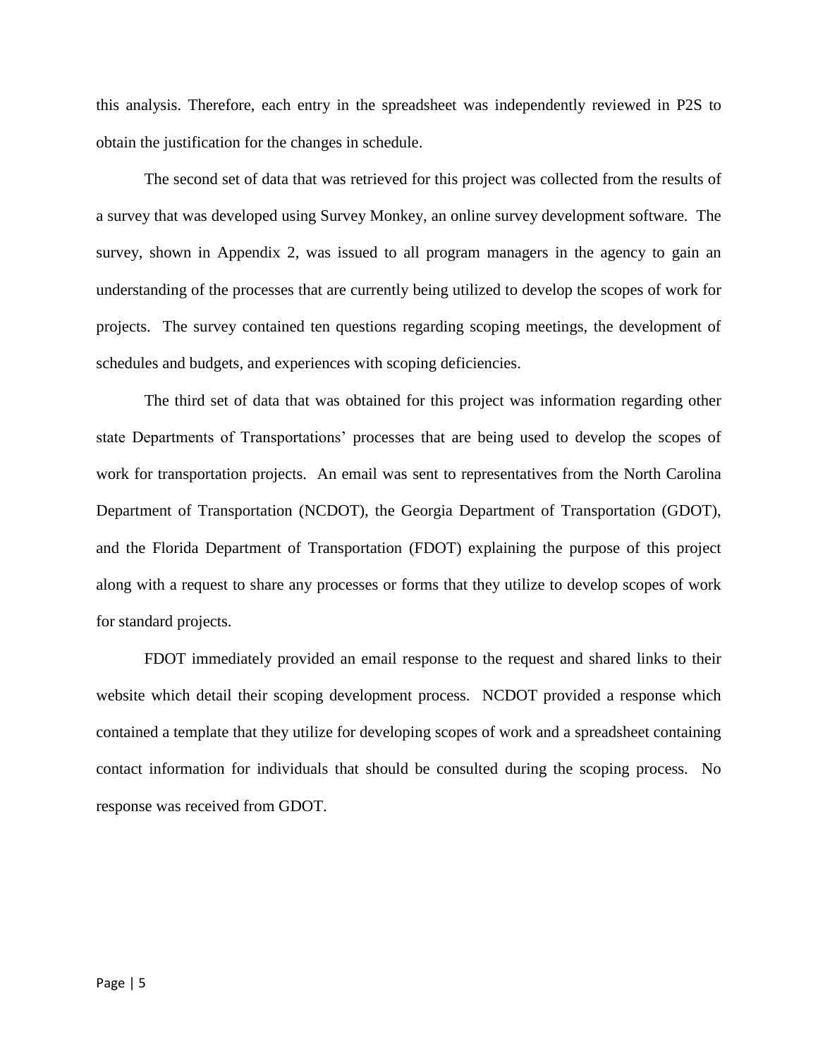this analysis. Therefore, each entry in the spreadsheet was independently reviewed in P2S to obtain the justification for the changes in schedule.

The second set of data that was retrieved for this project was collected from the results of a survey that was developed using Survey Monkey, an online survey development software. The survey, shown in Appendix 2, was issued to all program managers in the agency to gain an understanding of the processes that are currently being utilized to develop the scopes of work for projects. The survey contained ten questions regarding scoping meetings, the development of schedules and budgets, and experiences with scoping deficiencies.

The third set of data that was obtained for this project was information regarding other state Departments of Transportations' processes that are being used to develop the scopes of work for transportation projects. An email was sent to representatives from the North Carolina Department of Transportation (NCDOT), the Georgia Department of Transportation (GDOT), and the Florida Department of Transportation (FDOT) explaining the purpose of this project along with a request to share any processes or forms that they utilize to develop scopes of work for standard projects.

FDOT immediately provided an email response to the request and shared links to their website which detail their scoping development process. NCDOT provided a response which contained a template that they utilize for developing scopes of work and a spreadsheet containing contact information for individuals that should be consulted during the scoping process. No response was received from GDOT.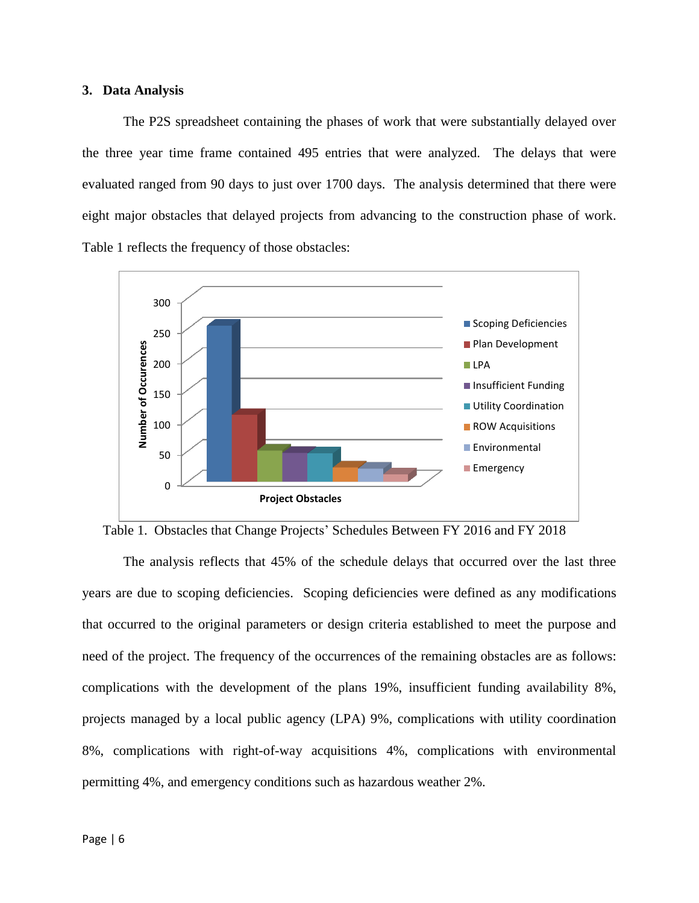### 3. Data Analysis

The P2S spreadsheet containing the phases of work that were substantially delayed over the three year time frame contained 495 entries that were analyzed. The delays that were evaluated ranged from 90 days to just over 1700 days. The analysis determined that there were eight major obstacles that delayed projects from advancing to the construction phase of work. Table 1 reflects the frequency of those obstacles:

Table 1. Obstacles that Change Projects' Schedules Between FY 2016 and FY 2018

The analysis reflects that 45% of the schedule delays that occurred over the last three years are due to scoping deficiencies. Scoping deficiencies were defined as any modifications that occurred to the original parameters or design criteria established to meet the purpose and need of the project. The frequency of the occurrences of the remaining obstacles are as follows: complications with the development of the plans 19%, insufficient funding availability 8%, projects managed by a local public agency (LPA) 9%, complications with utility coordination 8%, complications with right-of-way acquisitions 4%, complications with environmental permitting 4%, and emergency conditions such as hazardous weather 2%.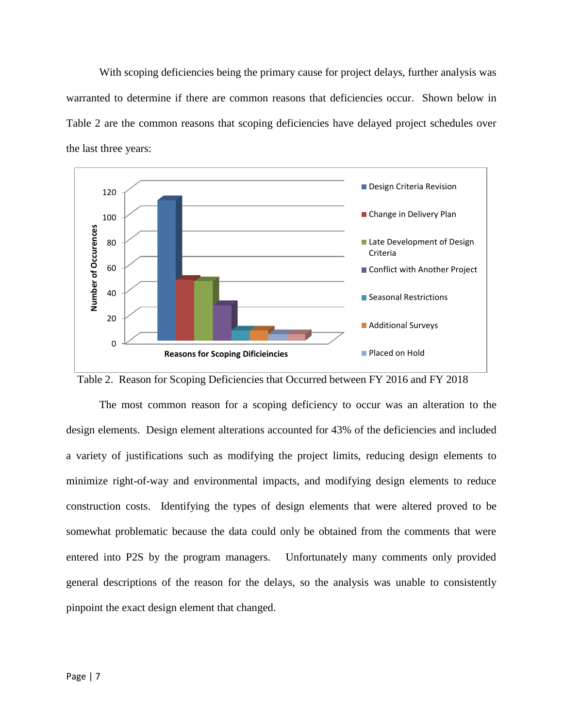With scoping deficiencies being the primary cause for project delays, further analysis was warranted to determine if there are common reasons that deficiencies occur. Shown below in Table 2 are the common reasons that scoping deficiencies have delayed project schedules over the last three years:

Table 2. Reason for Scoping Deficiencies that Occurred between FY 2016 and FY 2018

The most common reason for a scoping deficiency to occur was an alteration to the design elements. Design element alterations accounted for 43% of the deficiencies and included a variety of justifications such as modifying the project limits, reducing design elements to minimize right-of-way and environmental impacts, and modifying design elements to reduce construction costs. Identifying the types of design elements that were altered proved to be somewhat problematic because the data could only be obtained from the comments that were entered into P2S by the program managers. Unfortunately many comments only provided general descriptions of the reason for the delays, so the analysis was unable to consistently pinpoint the exact design element that changed.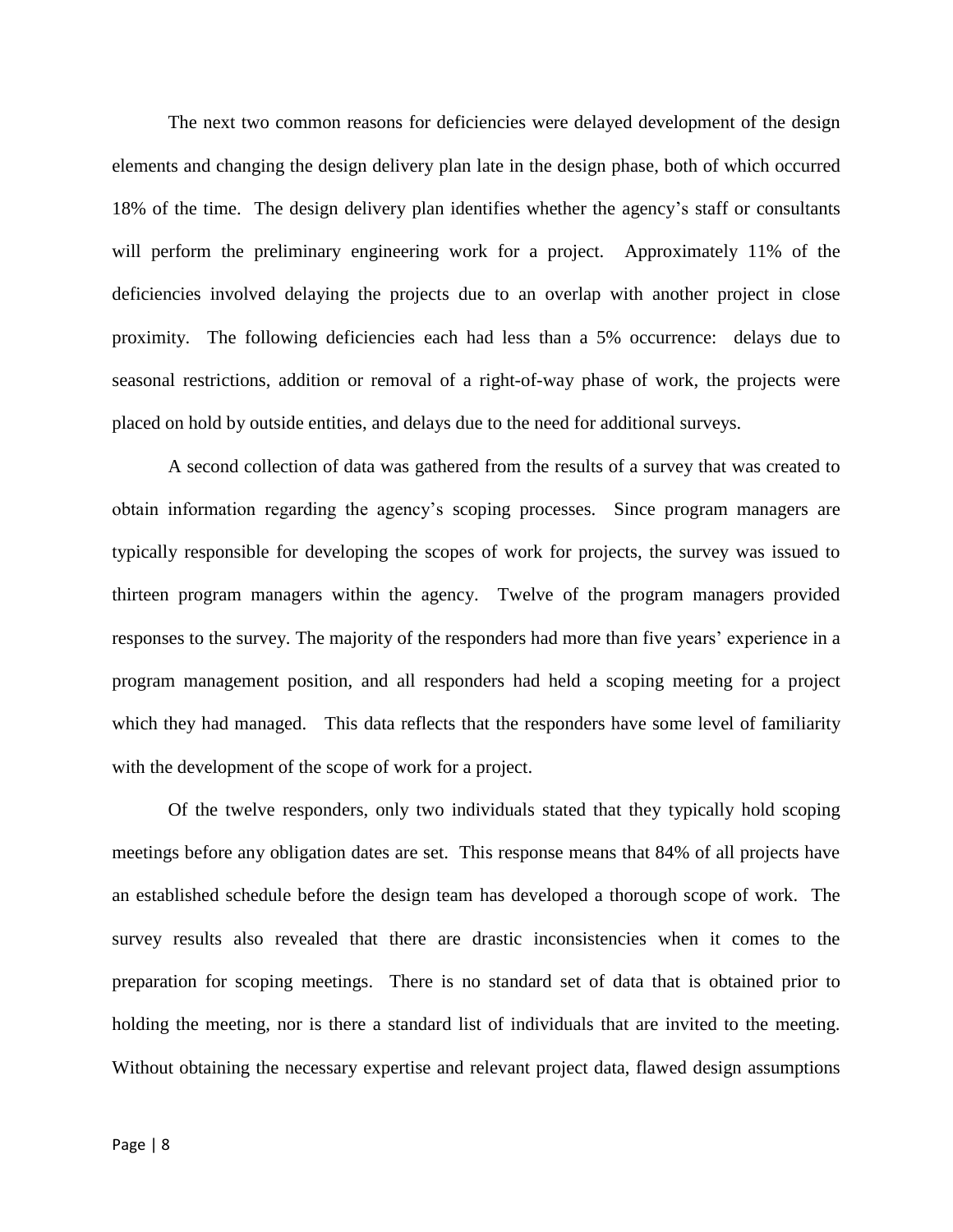The next two common reasons for deficiencies were delayed development of the design elements and changing the design delivery plan late in the design phase, both of which occurred 18% of the time. The design delivery plan identifies whether the agency's staff or consultants will perform the preliminary engineering work for a project. Approximately 11% of the deficiencies involved delaying the projects due to an overlap with another project in close proximity. The following deficiencies each had less than a 5% occurrence: delays due to seasonal restrictions, addition or removal of a right-of-way phase of work, the projects were placed on hold by outside entities, and delays due to the need for additional surveys.

A second collection of data was gathered from the results of a survey that was created to obtain information regarding the agency's scoping processes. Since program managers are typically responsible for developing the scopes of work for projects, the survey was issued to thirteen program managers within the agency. Twelve of the program managers provided responses to the survey. The majority of the responders had more than five years' experience in a program management position, and all responders had held a scoping meeting for a project which they had managed. This data reflects that the responders have some level of familiarity with the development of the scope of work for a project.

Of the twelve responders, only two individuals stated that they typically hold scoping meetings before any obligation dates are set. This response means that 84% of all projects have an established schedule before the design team has developed a thorough scope of work. The survey results also revealed that there are drastic inconsistencies when it comes to the preparation for scoping meetings. There is no standard set of data that is obtained prior to holding the meeting, nor is there a standard list of individuals that are invited to the meeting. Without obtaining the necessary expertise and relevant project data, flawed design assumptions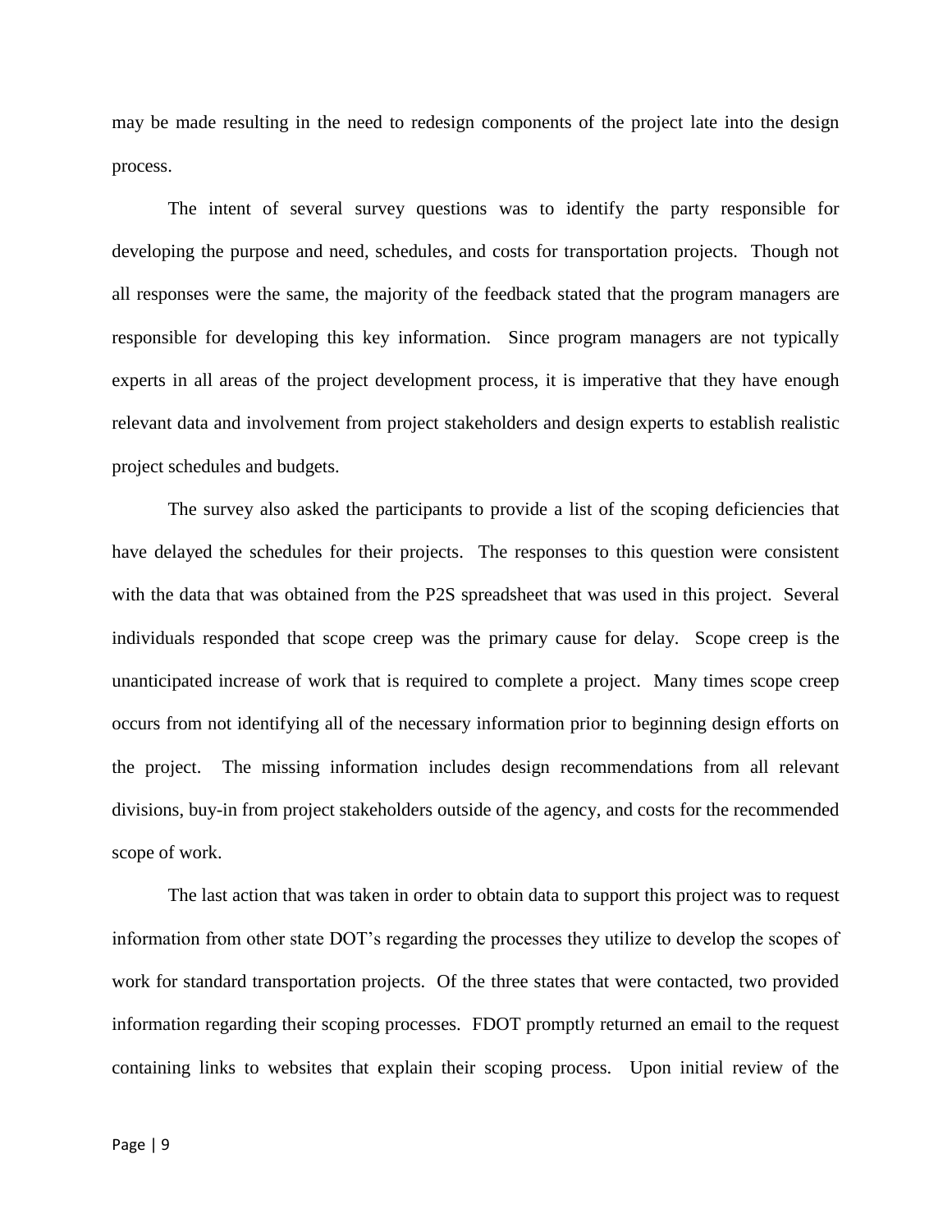may be made resulting in the need to redesign components of the project late into the design process.

The intent of several survey questions was to identify the party responsible for developing the purpose and need, schedules, and costs for transportation projects. Though not all responses were the same, the majority of the feedback stated that the program managers are responsible for developing this key information. Since program managers are not typically experts in all areas of the project development process, it is imperative that they have enough relevant data and involvement from project stakeholders and design experts to establish realistic project schedules and budgets.

The survey also asked the participants to provide a list of the scoping deficiencies that have delayed the schedules for their projects. The responses to this question were consistent with the data that was obtained from the P2S spreadsheet that was used in this project. Several individuals responded that scope creep was the primary cause for delay. Scope creep is the unanticipated increase of work that is required to complete a project. Many times scope creep occurs from not identifying all of the necessary information prior to beginning design efforts on the project. The missing information includes design recommendations from all relevant divisions, buy-in from project stakeholders outside of the agency, and costs for the recommended scope of work.

The last action that was taken in order to obtain data to support this project was to request information from other state DOT's regarding the processes they utilize to develop the scopes of work for standard transportation projects. Of the three states that were contacted, two provided information regarding their scoping processes. FDOT promptly returned an email to the request containing links to websites that explain their scoping process. Upon initial review of the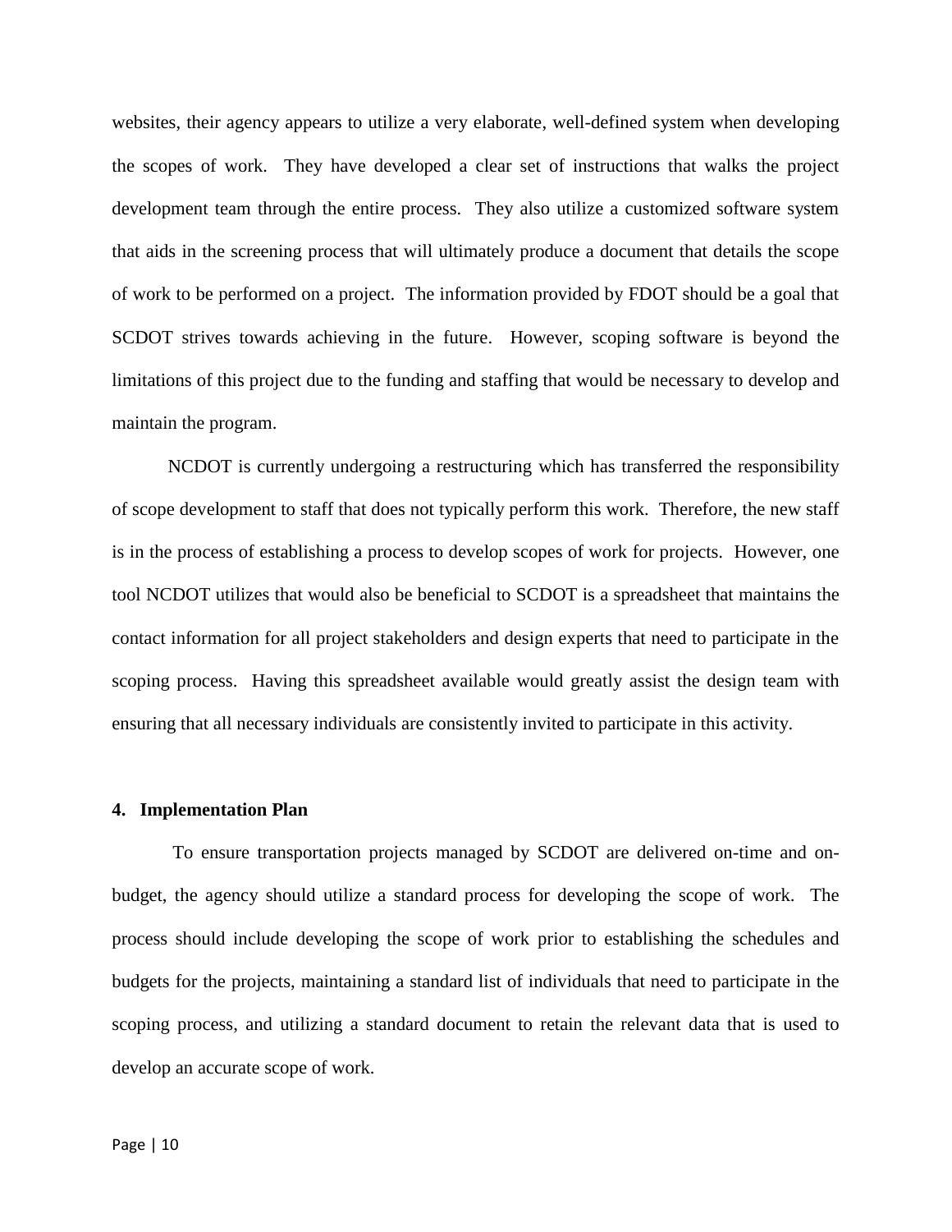websites, their agency appears to utilize a very elaborate, well-defined system when developing the scopes of work. They have developed a clear set of instructions that walks the project development team through the entire process. They also utilize a customized software system that aids in the screening process that will ultimately produce a document that details the scope of work to be performed on a project. The information provided by FDOT should be a goal that SCDOT strives towards achieving in the future. However, scoping software is beyond the limitations of this project due to the funding and staffing that would be necessary to develop and maintain the program.

NCDOT is currently undergoing a restructuring which has transferred the responsibility of scope development to staff that does not typically perform this work. Therefore, the new staff is in the process of establishing a process to develop scopes of work for projects. However, one tool NCDOT utilizes that would also be beneficial to SCDOT is a spreadsheet that maintains the contact information for all project stakeholders and design experts that need to participate in the scoping process. Having this spreadsheet available would greatly assist the design team with ensuring that all necessary individuals are consistently invited to participate in this activity.

## 4. Implementation Plan

To ensure transportation projects managed by SCDOT are delivered on-time and on-budget, the agency should utilize a standard process for developing the scope of work. The process should include developing the scope of work prior to establishing the schedules and budgets for the projects, maintaining a standard list of individuals that need to participate in the scoping process, and utilizing a standard document to retain the relevant data that is used to develop an accurate scope of work.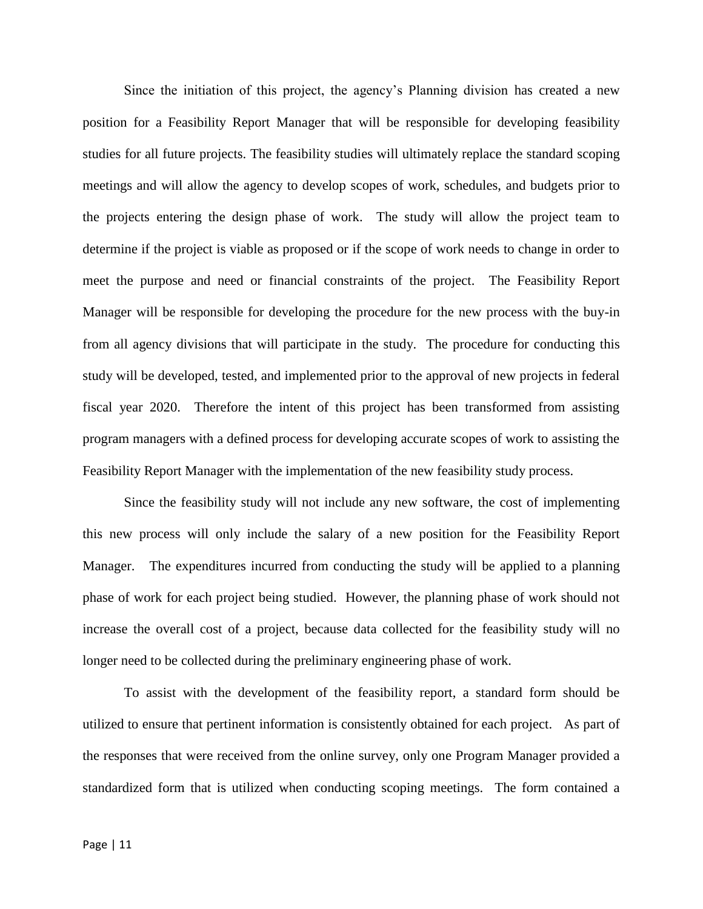Since the initiation of this project, the agency's Planning division has created a new position for a Feasibility Report Manager that will be responsible for developing feasibility studies for all future projects. The feasibility studies will ultimately replace the standard scoping meetings and will allow the agency to develop scopes of work, schedules, and budgets prior to the projects entering the design phase of work. The study will allow the project team to determine if the project is viable as proposed or if the scope of work needs to change in order to meet the purpose and need or financial constraints of the project. The Feasibility Report Manager will be responsible for developing the procedure for the new process with the buy-in from all agency divisions that will participate in the study. The procedure for conducting this study will be developed, tested, and implemented prior to the approval of new projects in federal fiscal year 2020. Therefore the intent of this project has been transformed from assisting program managers with a defined process for developing accurate scopes of work to assisting the Feasibility Report Manager with the implementation of the new feasibility study process.

Since the feasibility study will not include any new software, the cost of implementing this new process will only include the salary of a new position for the Feasibility Report Manager. The expenditures incurred from conducting the study will be applied to a planning phase of work for each project being studied. However, the planning phase of work should not increase the overall cost of a project, because data collected for the feasibility study will no longer need to be collected during the preliminary engineering phase of work.

To assist with the development of the feasibility report, a standard form should be utilized to ensure that pertinent information is consistently obtained for each project. As part of the responses that were received from the online survey, only one Program Manager provided a standardized form that is utilized when conducting scoping meetings. The form contained a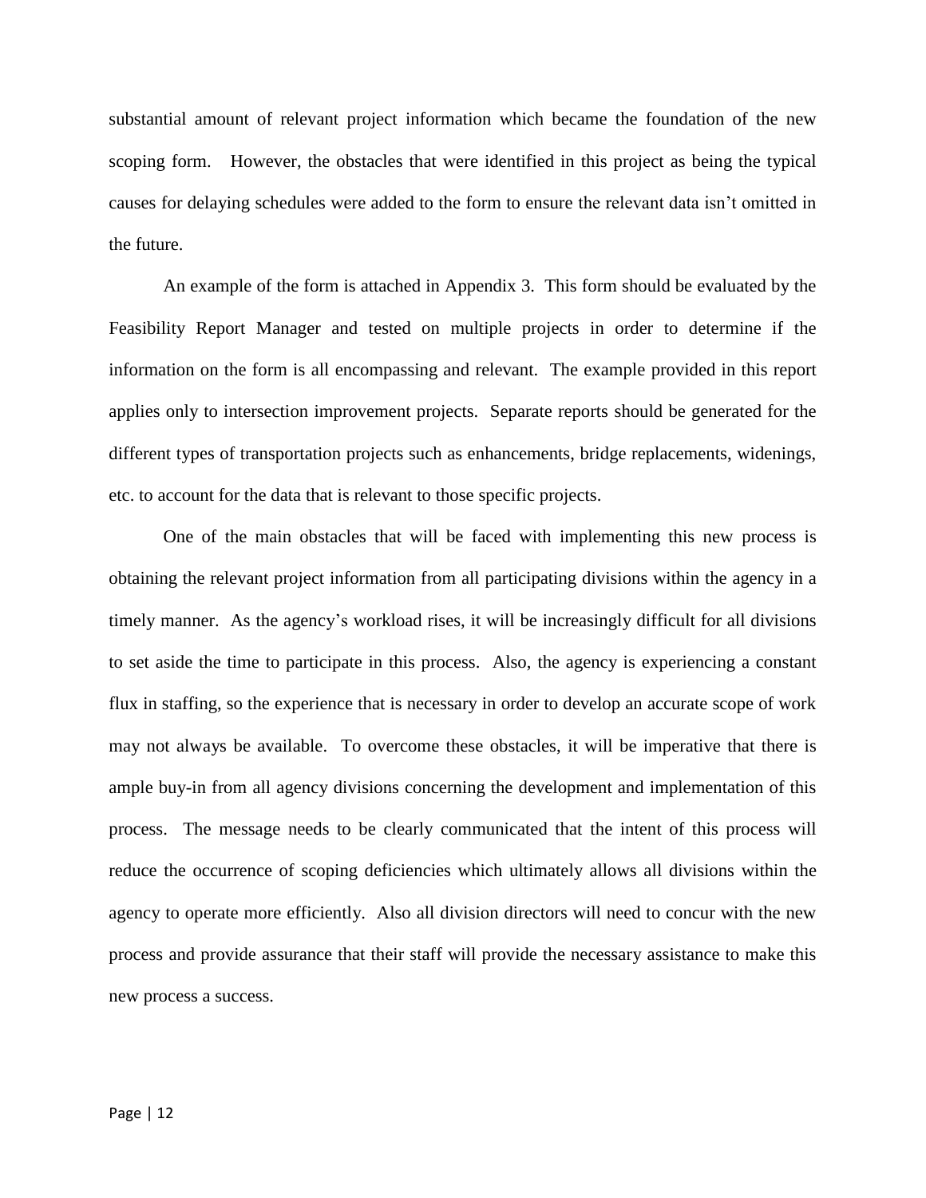substantial amount of relevant project information which became the foundation of the new scoping form. However, the obstacles that were identified in this project as being the typical causes for delaying schedules were added to the form to ensure the relevant data isn't omitted in the future.

An example of the form is attached in Appendix 3. This form should be evaluated by the Feasibility Report Manager and tested on multiple projects in order to determine if the information on the form is all encompassing and relevant. The example provided in this report applies only to intersection improvement projects. Separate reports should be generated for the different types of transportation projects such as enhancements, bridge replacements, widenings, etc. to account for the data that is relevant to those specific projects.

One of the main obstacles that will be faced with implementing this new process is obtaining the relevant project information from all participating divisions within the agency in a timely manner. As the agency's workload rises, it will be increasingly difficult for all divisions to set aside the time to participate in this process. Also, the agency is experiencing a constant flux in staffing, so the experience that is necessary in order to develop an accurate scope of work may not always be available. To overcome these obstacles, it will be imperative that there is ample buy-in from all agency divisions concerning the development and implementation of this process. The message needs to be clearly communicated that the intent of this process will reduce the occurrence of scoping deficiencies which ultimately allows all divisions within the agency to operate more efficiently. Also all division directors will need to concur with the new process and provide assurance that their staff will provide the necessary assistance to make this new process a success.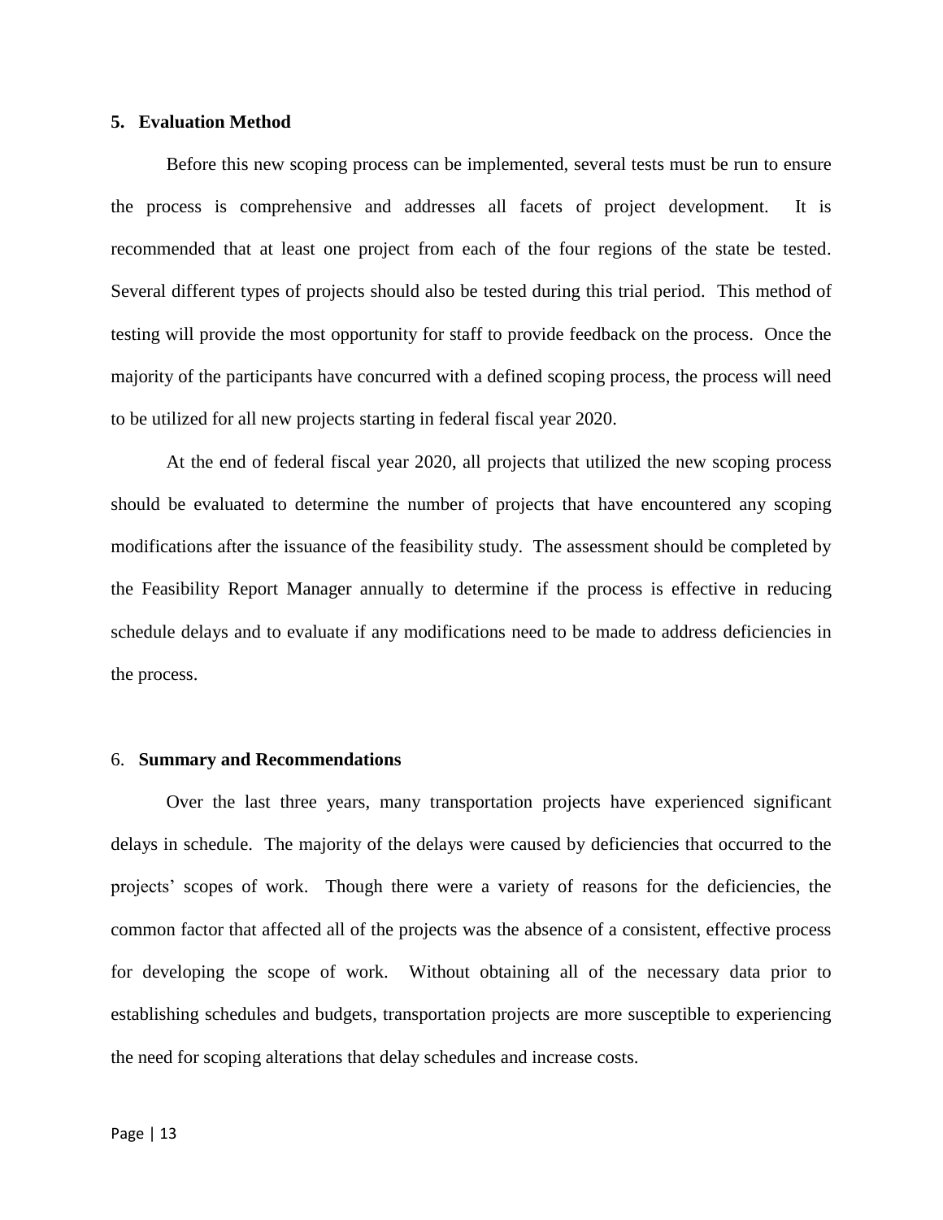## 5. Evaluation Method

Before this new scoping process can be implemented, several tests must be run to ensure the process is comprehensive and addresses all facets of project development. It is recommended that at least one project from each of the four regions of the state be tested. Several different types of projects should also be tested during this trial period. This method of testing will provide the most opportunity for staff to provide feedback on the process. Once the majority of the participants have concurred with a defined scoping process, the process will need to be utilized for all new projects starting in federal fiscal year 2020.

At the end of federal fiscal year 2020, all projects that utilized the new scoping process should be evaluated to determine the number of projects that have encountered any scoping modifications after the issuance of the feasibility study. The assessment should be completed by the Feasibility Report Manager annually to determine if the process is effective in reducing schedule delays and to evaluate if any modifications need to be made to address deficiencies in the process.

## 6. Summary and Recommendations

Over the last three years, many transportation projects have experienced significant delays in schedule. The majority of the delays were caused by deficiencies that occurred to the projects' scopes of work. Though there were a variety of reasons for the deficiencies, the common factor that affected all of the projects was the absence of a consistent, effective process for developing the scope of work. Without obtaining all of the necessary data prior to establishing schedules and budgets, transportation projects are more susceptible to experiencing the need for scoping alterations that delay schedules and increase costs.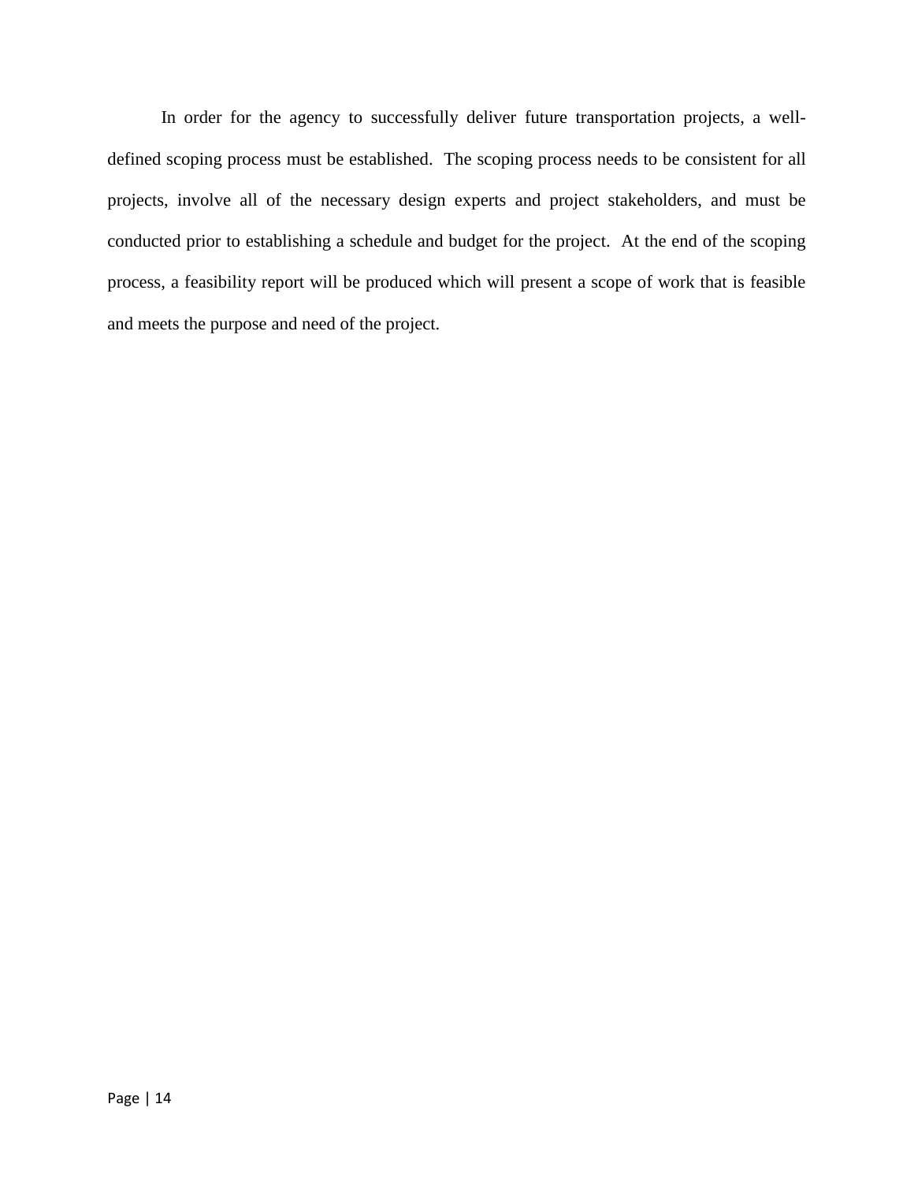In order for the agency to successfully deliver future transportation projects, a well-defined scoping process must be established. The scoping process needs to be consistent for all projects, involve all of the necessary design experts and project stakeholders, and must be conducted prior to establishing a schedule and budget for the project. At the end of the scoping process, a feasibility report will be produced which will present a scope of work that is feasible and meets the purpose and need of the project.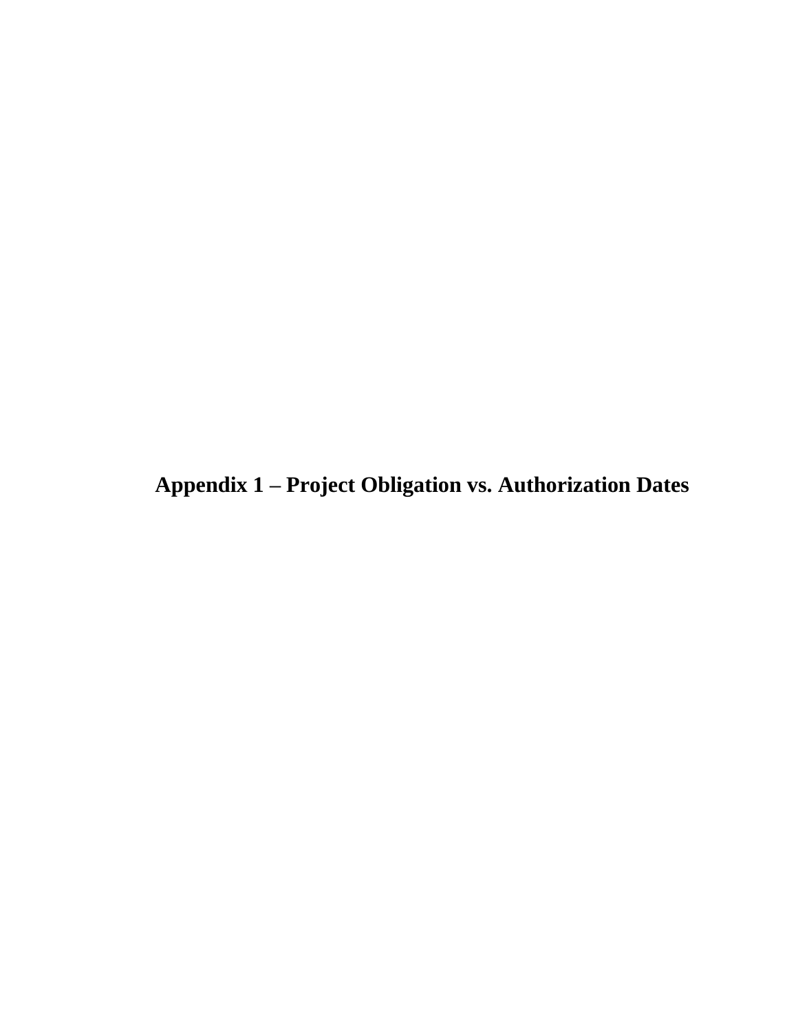# Appendix 1 – Project Obligation vs. Authorization Dates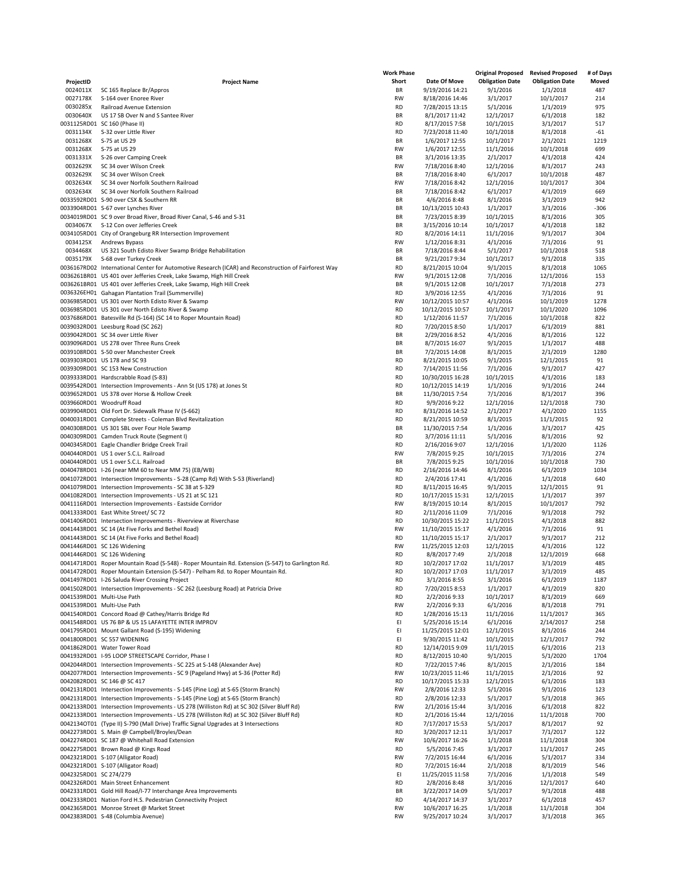| ProjectID | Project Name | Work Phase Short | Date Of Move | Original Proposed Obligation Date | Revised Proposed Obligation Date | # of Days Moved |
|---|---|---|---|---|---|---|
| 0024011X | SC 165 Replace Br/Appros | BR | 9/19/2016 14:21 | 9/1/2016 | 1/1/2018 | 487 |
| 0027178X | S-164 over Enoree River | RW | 8/18/2016 14:46 | 3/1/2017 | 10/1/2017 | 214 |
| 0030285X | Railroad Avenue Extension | RD | 7/28/2015 13:15 | 5/1/2016 | 1/1/2019 | 975 |
| 0030640X | US 17 SB Over N and S Santee River | BR | 8/1/2017 11:42 | 12/1/2017 | 6/1/2018 | 182 |
| 0031125RD01 | SC 160 (Phase II) | RD | 8/17/2015 7:58 | 10/1/2015 | 3/1/2017 | 517 |
| 0031134X | S-32 over Little River | RD | 7/23/2018 11:40 | 10/1/2018 | 8/1/2018 | -61 |
| 0031268X | S-75 at US 29 | BR | 1/6/2017 12:55 | 10/1/2017 | 2/1/2021 | 1219 |
| 0031268X | S-75 at US 29 | RW | 1/6/2017 12:55 | 11/1/2016 | 10/1/2018 | 699 |
| 0031331X | S-26 over Camping Creek | BR | 3/1/2016 13:35 | 2/1/2017 | 4/1/2018 | 424 |
| 0032629X | SC 34 over Wilson Creek | RW | 7/18/2016 8:40 | 12/1/2016 | 8/1/2017 | 243 |
| 0032629X | SC 34 over Wilson Creek | BR | 7/18/2016 8:40 | 6/1/2017 | 10/1/2018 | 487 |
| 0032634X | SC 34 over Norfolk Southern Railroad | RW | 7/18/2016 8:42 | 12/1/2016 | 10/1/2017 | 304 |
| 0032634X | SC 34 over Norfolk Southern Railroad | BR | 7/18/2016 8:42 | 6/1/2017 | 4/1/2019 | 669 |
| 0033592RD01 | S-90 over CSX & Southern RR | BR | 4/6/2016 8:48 | 8/1/2016 | 3/1/2019 | 942 |
| 0033904RD01 | S-67 over Lynches River | BR | 10/13/2015 10:43 | 1/1/2017 | 3/1/2016 | -306 |
| 0034019RD01 | SC 9 over Broad River, Broad River Canal, S-46 and S-31 | BR | 7/23/2015 8:39 | 10/1/2015 | 8/1/2016 | 305 |
| 0034067X | S-12 Con over Jefferies Creek | BR | 3/15/2016 10:14 | 10/1/2017 | 4/1/2018 | 182 |
| 0034105RD01 | City of Orangeburg RR Intersection Improvement | RD | 8/2/2016 14:11 | 11/1/2016 | 9/1/2017 | 304 |
| 0034125X | Andrews Bypass | RW | 1/12/2016 8:31 | 4/1/2016 | 7/1/2016 | 91 |
| 0034468X | US 321 South Edisto River Swamp Bridge Rehabilitation | BR | 7/18/2016 8:44 | 5/1/2017 | 10/1/2018 | 518 |
| 0035179X | S-68 over Turkey Creek | BR | 9/21/2017 9:34 | 10/1/2017 | 9/1/2018 | 335 |
| 0036167RD02 | International Center for Automotive Research (ICAR) and Reconstruction of Fairforest Way | RD | 8/21/2015 10:04 | 9/1/2015 | 8/1/2018 | 1065 |
| 0036261BR01 | US 401 over Jefferies Creek, Lake Swamp, High Hill Creek | RW | 9/1/2015 12:08 | 7/1/2016 | 12/1/2016 | 153 |
| 0036261BR01 | US 401 over Jefferies Creek, Lake Swamp, High Hill Creek | BR | 9/1/2015 12:08 | 10/1/2017 | 7/1/2018 | 273 |
| 0036326EH01 | Gahagan Plantation Trail (Summerville) | RD | 3/9/2016 12:55 | 4/1/2016 | 7/1/2016 | 91 |
| 0036985RD01 | US 301 over North Edisto River & Swamp | RW | 10/12/2015 10:57 | 4/1/2016 | 10/1/2019 | 1278 |
| 0036985RD01 | US 301 over North Edisto River & Swamp | RD | 10/12/2015 10:57 | 10/1/2017 | 10/1/2020 | 1096 |
| 0037686RD01 | Batesville Rd (S-164) (SC 14 to Roper Mountain Road) | RD | 1/12/2016 11:57 | 7/1/2016 | 10/1/2018 | 822 |
| 0039032RD01 | Leesburg Road (SC 262) | RD | 7/20/2015 8:50 | 1/1/2017 | 6/1/2019 | 881 |
| 0039042RD01 | SC 34 over Little River | BR | 2/29/2016 8:52 | 4/1/2016 | 8/1/2016 | 122 |
| 0039096RD01 | US 278 over Three Runs Creek | BR | 8/7/2015 16:07 | 9/1/2015 | 1/1/2017 | 488 |
| 0039108RD01 | S-50 over Manchester Creek | BR | 7/2/2015 14:08 | 8/1/2015 | 2/1/2019 | 1280 |
| 0039303RD01 | US 178 and SC 93 | RD | 8/21/2015 10:05 | 9/1/2015 | 12/1/2015 | 91 |
| 0039309RD01 | SC 153 New Construction | RD | 7/14/2015 11:56 | 7/1/2016 | 9/1/2017 | 427 |
| 0039333RD01 | Hardscrabble Road (S-83) | RD | 10/30/2015 16:28 | 10/1/2015 | 4/1/2016 | 183 |
| 0039542RD01 | Intersection Improvements - Ann St (US 178) at Jones St | RD | 10/12/2015 14:19 | 1/1/2016 | 9/1/2016 | 244 |
| 0039652RD01 | US 378 over Horse & Hollow Creek | BR | 11/30/2015 7:54 | 7/1/2016 | 8/1/2017 | 396 |
| 0039660RD01 | Woodruff Road | RD | 9/9/2016 9:22 | 12/1/2016 | 12/1/2018 | 730 |
| 0039904RD01 | Old Fort Dr. Sidewalk Phase IV (S-662) | RD | 8/31/2016 14:52 | 2/1/2017 | 4/1/2020 | 1155 |
| 0040031RD01 | Complete Streets - Coleman Blvd Revitalization | RD | 8/21/2015 10:59 | 8/1/2015 | 11/1/2015 | 92 |
| 0040308RD01 | US 301 SBL over Four Hole Swamp | BR | 11/30/2015 7:54 | 1/1/2016 | 3/1/2017 | 425 |
| 0040309RD01 | Camden Truck Route (Segment I) | RD | 3/7/2016 11:11 | 5/1/2016 | 8/1/2016 | 92 |
| 0040345RD01 | Eagle Chandler Bridge Creek Trail | RD | 2/16/2016 9:07 | 12/1/2016 | 1/1/2020 | 1126 |
| 0040440RD01 | US 1 over S.C.L. Railroad | RW | 7/8/2015 9:25 | 10/1/2015 | 7/1/2016 | 274 |
| 0040440RD01 | US 1 over S.C.L. Railroad | BR | 7/8/2015 9:25 | 10/1/2016 | 10/1/2018 | 730 |
| 0040478RD01 | I-26 (near MM 60 to Near MM 75) (EB/WB) | RD | 2/16/2016 14:46 | 8/1/2016 | 6/1/2019 | 1034 |
| 0041072RD01 | Intersection Improvements - S-28 (Camp Rd) With S-53 (Riverland) | RD | 2/4/2016 17:41 | 4/1/2016 | 1/1/2018 | 640 |
| 0041079RD01 | Intersection Improvements - SC 38 at S-329 | RD | 8/11/2015 16:45 | 9/1/2015 | 12/1/2015 | 91 |
| 0041082RD01 | Intersection Improvements - US 21 at SC 121 | RD | 10/17/2015 15:31 | 12/1/2015 | 1/1/2017 | 397 |
| 0041116RD01 | Intersection Improvements - Eastside Corridor | RW | 8/19/2015 10:14 | 8/1/2015 | 10/1/2017 | 792 |
| 0041333RD01 | East White Street/ SC 72 | RD | 2/11/2016 11:09 | 7/1/2016 | 9/1/2018 | 792 |
| 0041406RD01 | Intersection Improvements - Riverview at Riverchase | RD | 10/30/2015 15:22 | 11/1/2015 | 4/1/2018 | 882 |
| 0041443RD01 | SC 14 (At Five Forks and Bethel Road) | RW | 11/10/2015 15:17 | 4/1/2016 | 7/1/2016 | 91 |
| 0041443RD01 | SC 14 (At Five Forks and Bethel Road) | RD | 11/10/2015 15:17 | 2/1/2017 | 9/1/2017 | 212 |
| 0041446RD01 | SC 126 Widening | RW | 11/25/2015 12:03 | 12/1/2015 | 4/1/2016 | 122 |
| 0041446RD01 | SC 126 Widening | RD | 8/8/2017 7:49 | 2/1/2018 | 12/1/2019 | 668 |
| 0041471RD01 | Roper Mountain Road (S-548) - Roper Mountain Rd. Extension (S-547) to Garlington Rd. | RD | 10/2/2017 17:02 | 11/1/2017 | 3/1/2019 | 485 |
| 0041472RD01 | Roper Mountain Extension (S-547) - Pelham Rd. to Roper Mountain Rd. | RD | 10/2/2017 17:03 | 11/1/2017 | 3/1/2019 | 485 |
| 0041497RD01 | I-26 Saluda River Crossing Project | RD | 3/1/2016 8:55 | 3/1/2016 | 6/1/2019 | 1187 |
| 0041502RD01 | Intersection Improvements - SC 262 (Leesburg Road) at Patricia Drive | RD | 7/20/2015 8:53 | 1/1/2017 | 4/1/2019 | 820 |
| 0041539RD01 | Multi-Use Path | RD | 2/2/2016 9:33 | 10/1/2017 | 8/1/2019 | 669 |
| 0041539RD01 | Multi-Use Path | RW | 2/2/2016 9:33 | 6/1/2016 | 8/1/2018 | 791 |
| 0041540RD01 | Concord Road @ Cathey/Harris Bridge Rd | RD | 1/28/2016 15:13 | 11/1/2016 | 11/1/2017 | 365 |
| 0041548RD01 | US 76 BP & US 15 LAFAYETTE INTER IMPROV | EI | 5/25/2016 15:14 | 6/1/2016 | 2/14/2017 | 258 |
| 0041795RD01 | Mount Gallant Road (S-195) Widening | EI | 11/25/2015 12:01 | 12/1/2015 | 8/1/2016 | 244 |
| 0041800RD01 | SC 557 WIDENING | EI | 9/30/2015 11:42 | 10/1/2015 | 12/1/2017 | 792 |
| 0041862RD01 | Water Tower Road | RD | 12/14/2015 9:09 | 11/1/2015 | 6/1/2016 | 213 |
| 0041932RD01 | I-95 LOOP STREETSCAPE Corridor, Phase I | RD | 8/12/2015 10:40 | 9/1/2015 | 5/1/2020 | 1704 |
| 0042044RD01 | Intersection Improvements - SC 225 at S-148 (Alexander Ave) | RD | 7/22/2015 7:46 | 8/1/2015 | 2/1/2016 | 184 |
| 0042077RD01 | Intersection Improvements - SC 9 (Pageland Hwy) at S-36 (Potter Rd) | RW | 10/23/2015 11:46 | 11/1/2015 | 2/1/2016 | 92 |
| 0042082RD01 | SC 146 @ SC 417 | RD | 10/17/2015 15:33 | 12/1/2015 | 6/1/2016 | 183 |
| 0042131RD01 | Intersection Improvements - S-145 (Pine Log) at S-65 (Storm Branch) | RW | 2/8/2016 12:33 | 5/1/2016 | 9/1/2016 | 123 |
| 0042131RD01 | Intersection Improvements - S-145 (Pine Log) at S-65 (Storm Branch) | RD | 2/8/2016 12:33 | 5/1/2017 | 5/1/2018 | 365 |
| 0042133RD01 | Intersection Improvements - US 278 (Williston Rd) at SC 302 (Silver Bluff Rd) | RW | 2/1/2016 15:44 | 3/1/2016 | 6/1/2018 | 822 |
| 0042133RD01 | Intersection Improvements - US 278 (Williston Rd) at SC 302 (Silver Bluff Rd) | RD | 2/1/2016 15:44 | 12/1/2016 | 11/1/2018 | 700 |
| 0042134OT01 | (Type II) S-790 (Mall Drive) Traffic Signal Upgrades at 3 Intersections | RD | 7/17/2017 15:53 | 5/1/2017 | 8/1/2017 | 92 |
| 0042273RD01 | S. Main @ Campbell/Broyles/Dean | RD | 3/20/2017 12:11 | 3/1/2017 | 7/1/2017 | 122 |
| 0042274RD01 | SC 187 @ Whitehall Road Extension | RW | 10/6/2017 16:26 | 1/1/2018 | 11/1/2018 | 304 |
| 0042275RD01 | Brown Road @ Kings Road | RD | 5/5/2016 7:45 | 3/1/2017 | 11/1/2017 | 245 |
| 0042321RD01 | S-107 (Alligator Road) | RW | 7/2/2015 16:44 | 6/1/2016 | 5/1/2017 | 334 |
| 0042321RD01 | S-107 (Alligator Road) | RD | 7/2/2015 16:44 | 2/1/2018 | 8/1/2019 | 546 |
| 0042325RD01 | SC 274/279 | EI | 11/25/2015 11:58 | 7/1/2016 | 1/1/2018 | 549 |
| 0042326RD01 | Main Street Enhancement | RD | 2/8/2016 8:48 | 3/1/2016 | 12/1/2017 | 640 |
| 0042331RD01 | Gold Hill Road/I-77 Interchange Area Improvements | BR | 3/22/2017 14:09 | 5/1/2017 | 9/1/2018 | 488 |
| 0042333RD01 | Nation Ford H.S. Pedestrian Connectivity Project | RD | 4/14/2017 14:37 | 3/1/2017 | 6/1/2018 | 457 |
| 0042365RD01 | Monroe Street @ Market Street | RW | 10/6/2017 16:25 | 1/1/2018 | 11/1/2018 | 304 |
| 0042383RD01 | S-48 (Columbia Avenue) | RW | 9/25/2017 10:24 | 3/1/2017 | 3/1/2018 | 365 |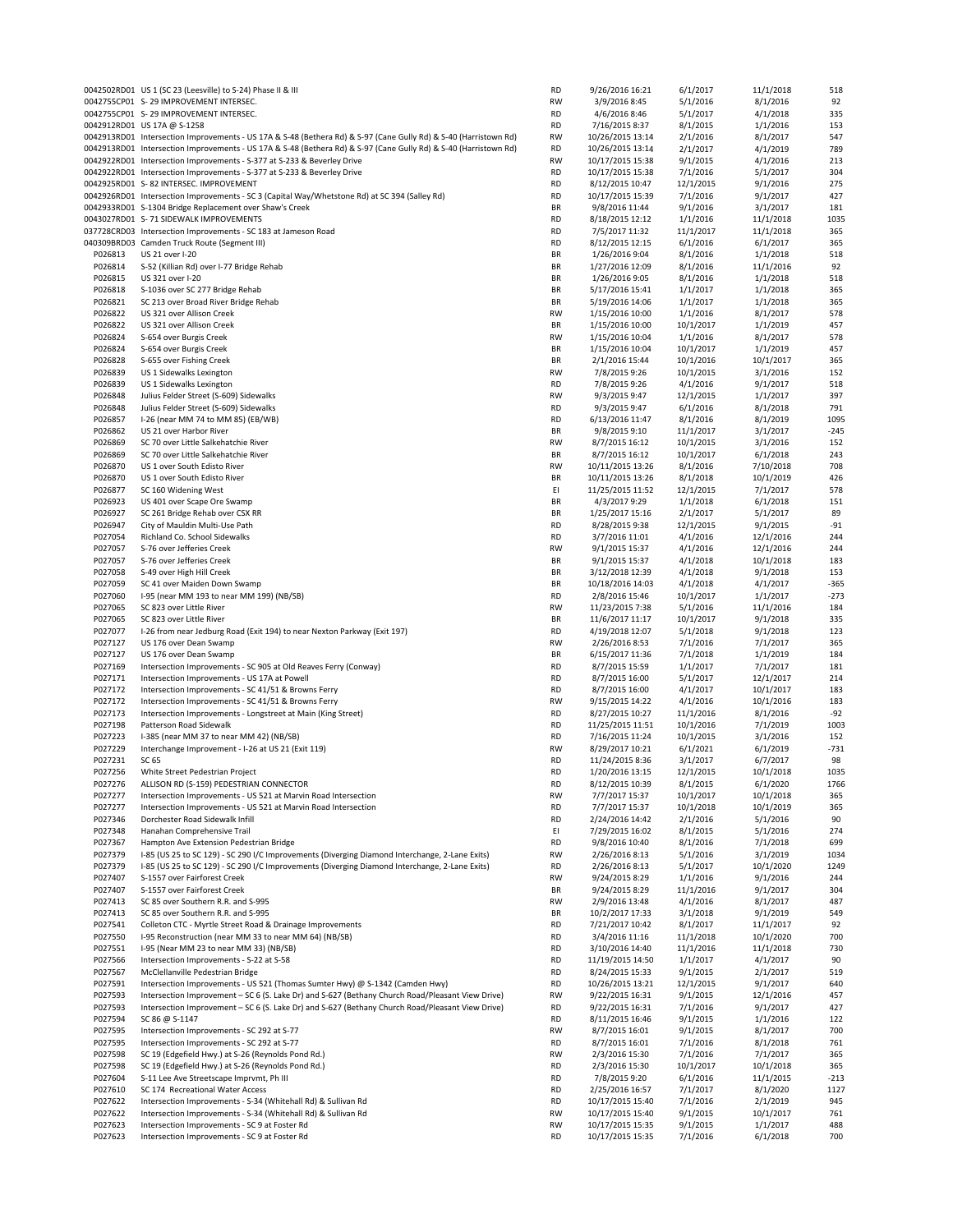| | | | | | | |
|---|---|---|---|---|---|---|
| 0042502RD01 | US 1 (SC 23 (Leesville) to S-24) Phase II & III | RD | 9/26/2016 16:21 | 6/1/2017 | 11/1/2018 | 518 |
| 0042755CP01 | S- 29 IMPROVEMENT INTERSEC. | RW | 3/9/2016 8:45 | 5/1/2016 | 8/1/2016 | 92 |
| 0042755CP01 | S- 29 IMPROVEMENT INTERSEC. | RD | 4/6/2016 8:46 | 5/1/2017 | 4/1/2018 | 335 |
| 0042912RD01 | US 17A @ S-1258 | RD | 7/16/2015 8:37 | 8/1/2015 | 1/1/2016 | 153 |
| 0042913RD01 | Intersection Improvements - US 17A & S-48 (Bethera Rd) & S-97 (Cane Gully Rd) & S-40 (Harristown Rd) | RW | 10/26/2015 13:14 | 2/1/2016 | 8/1/2017 | 547 |
| 0042913RD01 | Intersection Improvements - US 17A & S-48 (Bethera Rd) & S-97 (Cane Gully Rd) & S-40 (Harristown Rd) | RD | 10/26/2015 13:14 | 2/1/2017 | 4/1/2019 | 789 |
| 0042922RD01 | Intersection Improvements - S-377 at S-233 & Beverley Drive | RW | 10/17/2015 15:38 | 9/1/2015 | 4/1/2016 | 213 |
| 0042922RD01 | Intersection Improvements - S-377 at S-233 & Beverley Drive | RD | 10/17/2015 15:38 | 7/1/2016 | 5/1/2017 | 304 |
| 0042925RD01 | S- 82 INTERSEC. IMPROVEMENT | RD | 8/12/2015 10:47 | 12/1/2015 | 9/1/2016 | 275 |
| 0042926RD01 | Intersection Improvements - SC 3 (Capital Way/Whetstone Rd) at SC 394 (Salley Rd) | RD | 10/17/2015 15:39 | 7/1/2016 | 9/1/2017 | 427 |
| 0042933RD01 | S-1304 Bridge Replacement over Shaw's Creek | BR | 9/8/2016 11:44 | 9/1/2016 | 3/1/2017 | 181 |
| 0043027RD01 | S- 71 SIDEWALK IMPROVEMENTS | RD | 8/18/2015 12:12 | 1/1/2016 | 11/1/2018 | 1035 |
| 037728CRD03 | Intersection Improvements - SC 183 at Jameson Road | RD | 7/5/2017 11:32 | 11/1/2017 | 11/1/2018 | 365 |
| 040309BRD03 | Camden Truck Route (Segment III) | RD | 8/12/2015 12:15 | 6/1/2016 | 6/1/2017 | 365 |
| P026813 | US 21 over I-20 | BR | 1/26/2016 9:04 | 8/1/2016 | 1/1/2018 | 518 |
| P026814 | S-52 (Killian Rd) over I-77 Bridge Rehab | BR | 1/27/2016 12:09 | 8/1/2016 | 11/1/2016 | 92 |
| P026815 | US 321 over I-20 | BR | 1/26/2016 9:05 | 8/1/2016 | 1/1/2018 | 518 |
| P026818 | S-1036 over SC 277 Bridge Rehab | BR | 5/17/2016 15:41 | 1/1/2017 | 1/1/2018 | 365 |
| P026821 | SC 213 over Broad River Bridge Rehab | BR | 5/19/2016 14:06 | 1/1/2017 | 1/1/2018 | 365 |
| P026822 | US 321 over Allison Creek | RW | 1/15/2016 10:00 | 1/1/2016 | 8/1/2017 | 578 |
| P026822 | US 321 over Allison Creek | BR | 1/15/2016 10:00 | 10/1/2017 | 1/1/2019 | 457 |
| P026824 | S-654 over Burgis Creek | RW | 1/15/2016 10:04 | 1/1/2016 | 8/1/2017 | 578 |
| P026824 | S-654 over Burgis Creek | BR | 1/15/2016 10:04 | 10/1/2017 | 1/1/2019 | 457 |
| P026828 | S-655 over Fishing Creek | BR | 2/1/2016 15:44 | 10/1/2016 | 10/1/2017 | 365 |
| P026839 | US 1 Sidewalks Lexington | RW | 7/8/2015 9:26 | 10/1/2015 | 3/1/2016 | 152 |
| P026839 | US 1 Sidewalks Lexington | RD | 7/8/2015 9:26 | 4/1/2016 | 9/1/2017 | 518 |
| P026848 | Julius Felder Street (S-609) Sidewalks | RW | 9/3/2015 9:47 | 12/1/2015 | 1/1/2017 | 397 |
| P026848 | Julius Felder Street (S-609) Sidewalks | RD | 9/3/2015 9:47 | 6/1/2016 | 8/1/2018 | 791 |
| P026857 | I-26 (near MM 74 to MM 85) (EB/WB) | RD | 6/13/2016 11:47 | 8/1/2016 | 8/1/2019 | 1095 |
| P026862 | US 21 over Harbor River | BR | 9/8/2015 9:10 | 11/1/2017 | 3/1/2017 | -245 |
| P026869 | SC 70 over Little Salkehatchie River | RW | 8/7/2015 16:12 | 10/1/2015 | 3/1/2016 | 152 |
| P026869 | SC 70 over Little Salkehatchie River | BR | 8/7/2015 16:12 | 10/1/2017 | 6/1/2018 | 243 |
| P026870 | US 1 over South Edisto River | RW | 10/11/2015 13:26 | 8/1/2016 | 7/10/2018 | 708 |
| P026870 | US 1 over South Edisto River | BR | 10/11/2015 13:26 | 8/1/2018 | 10/1/2019 | 426 |
| P026877 | SC 160 Widening West | EI | 11/25/2015 11:52 | 12/1/2015 | 7/1/2017 | 578 |
| P026923 | US 401 over Scape Ore Swamp | BR | 4/3/2017 9:29 | 1/1/2018 | 6/1/2018 | 151 |
| P026927 | SC 261 Bridge Rehab over CSX RR | BR | 1/25/2017 15:16 | 2/1/2017 | 5/1/2017 | 89 |
| P026947 | City of Mauldin Multi-Use Path | RD | 8/28/2015 9:38 | 12/1/2015 | 9/1/2015 | -91 |
| P027054 | Richland Co. School Sidewalks | RD | 3/7/2016 11:01 | 4/1/2016 | 12/1/2016 | 244 |
| P027057 | S-76 over Jefferies Creek | RW | 9/1/2015 15:37 | 4/1/2016 | 12/1/2016 | 244 |
| P027057 | S-76 over Jefferies Creek | BR | 9/1/2015 15:37 | 4/1/2018 | 10/1/2018 | 183 |
| P027058 | S-49 over High Hill Creek | BR | 3/12/2018 12:39 | 4/1/2018 | 9/1/2018 | 153 |
| P027059 | SC 41 over Maiden Down Swamp | BR | 10/18/2016 14:03 | 4/1/2018 | 4/1/2017 | -365 |
| P027060 | I-95 (near MM 193 to near MM 199) (NB/SB) | RD | 2/8/2016 15:46 | 10/1/2017 | 1/1/2017 | -273 |
| P027065 | SC 823 over Little River | RW | 11/23/2015 7:38 | 5/1/2016 | 11/1/2016 | 184 |
| P027065 | SC 823 over Little River | BR | 11/6/2017 11:17 | 10/1/2017 | 9/1/2018 | 335 |
| P027077 | I-26 from near Jedburg Road (Exit 194) to near Nexton Parkway (Exit 197) | RD | 4/19/2018 12:07 | 5/1/2018 | 9/1/2018 | 123 |
| P027127 | US 176 over Dean Swamp | RW | 2/26/2016 8:53 | 7/1/2016 | 7/1/2017 | 365 |
| P027127 | US 176 over Dean Swamp | BR | 6/15/2017 11:36 | 7/1/2018 | 1/1/2019 | 184 |
| P027169 | Intersection Improvements - SC 905 at Old Reaves Ferry (Conway) | RD | 8/7/2015 15:59 | 1/1/2017 | 7/1/2017 | 181 |
| P027171 | Intersection Improvements - US 17A at Powell | RD | 8/7/2015 16:00 | 5/1/2017 | 12/1/2017 | 214 |
| P027172 | Intersection Improvements - SC 41/51 & Browns Ferry | RD | 8/7/2015 16:00 | 4/1/2017 | 10/1/2017 | 183 |
| P027172 | Intersection Improvements - SC 41/51 & Browns Ferry | RW | 9/15/2015 14:22 | 4/1/2016 | 10/1/2016 | 183 |
| P027173 | Intersection Improvements - Longstreet at Main (King Street) | RD | 8/27/2015 10:27 | 11/1/2016 | 8/1/2016 | -92 |
| P027198 | Patterson Road Sidewalk | RD | 11/25/2015 11:51 | 10/1/2016 | 7/1/2019 | 1003 |
| P027223 | I-385 (near MM 37 to near MM 42) (NB/SB) | RD | 7/16/2015 11:24 | 10/1/2015 | 3/1/2016 | 152 |
| P027229 | Interchange Improvement - I-26 at US 21 (Exit 119) | RW | 8/29/2017 10:21 | 6/1/2021 | 6/1/2019 | -731 |
| P027231 | SC 65 | RD | 11/24/2015 8:36 | 3/1/2017 | 6/7/2017 | 98 |
| P027256 | White Street Pedestrian Project | RD | 1/20/2016 13:15 | 12/1/2015 | 10/1/2018 | 1035 |
| P027276 | ALLISON RD (S-159) PEDESTRIAN CONNECTOR | RD | 8/12/2015 10:39 | 8/1/2015 | 6/1/2020 | 1766 |
| P027277 | Intersection Improvements - US 521 at Marvin Road Intersection | RW | 7/7/2017 15:37 | 10/1/2017 | 10/1/2018 | 365 |
| P027277 | Intersection Improvements - US 521 at Marvin Road Intersection | RD | 7/7/2017 15:37 | 10/1/2018 | 10/1/2019 | 365 |
| P027346 | Dorchester Road Sidewalk Infill | RD | 2/24/2016 14:42 | 2/1/2016 | 5/1/2016 | 90 |
| P027348 | Hanahan Comprehensive Trail | EI | 7/29/2015 16:02 | 8/1/2015 | 5/1/2016 | 274 |
| P027367 | Hampton Ave Extension Pedestrian Bridge | RD | 9/8/2016 10:40 | 8/1/2016 | 7/1/2018 | 699 |
| P027379 | I-85 (US 25 to SC 129) - SC 290 I/C Improvements (Diverging Diamond Interchange, 2-Lane Exits) | RW | 2/26/2016 8:13 | 5/1/2016 | 3/1/2019 | 1034 |
| P027379 | I-85 (US 25 to SC 129) - SC 290 I/C Improvements (Diverging Diamond Interchange, 2-Lane Exits) | RD | 2/26/2016 8:13 | 5/1/2017 | 10/1/2020 | 1249 |
| P027407 | S-1557 over Fairforest Creek | RW | 9/24/2015 8:29 | 1/1/2016 | 9/1/2016 | 244 |
| P027407 | S-1557 over Fairforest Creek | BR | 9/24/2015 8:29 | 11/1/2016 | 9/1/2017 | 304 |
| P027413 | SC 85 over Southern R.R. and S-995 | RW | 2/9/2016 13:48 | 4/1/2016 | 8/1/2017 | 487 |
| P027413 | SC 85 over Southern R.R. and S-995 | BR | 10/2/2017 17:33 | 3/1/2018 | 9/1/2019 | 549 |
| P027541 | Colleton CTC - Myrtle Street Road & Drainage Improvements | RD | 7/21/2017 10:42 | 8/1/2017 | 11/1/2017 | 92 |
| P027550 | I-95 Reconstruction (near MM 33 to near MM 64) (NB/SB) | RD | 3/4/2016 11:16 | 11/1/2018 | 10/1/2020 | 700 |
| P027551 | I-95 (Near MM 23 to near MM 33) (NB/SB) | RD | 3/10/2016 14:40 | 11/1/2016 | 11/1/2018 | 730 |
| P027566 | Intersection Improvements - S-22 at S-58 | RD | 11/19/2015 14:50 | 1/1/2017 | 4/1/2017 | 90 |
| P027567 | McClellanville Pedestrian Bridge | RD | 8/24/2015 15:33 | 9/1/2015 | 2/1/2017 | 519 |
| P027591 | Intersection Improvements - US 521 (Thomas Sumter Hwy) @ S-1342 (Camden Hwy) | RD | 10/26/2015 13:21 | 12/1/2015 | 9/1/2017 | 640 |
| P027593 | Intersection Improvement – SC 6 (S. Lake Dr) and S-627 (Bethany Church Road/Pleasant View Drive) | RW | 9/22/2015 16:31 | 9/1/2015 | 12/1/2016 | 457 |
| P027593 | Intersection Improvement – SC 6 (S. Lake Dr) and S-627 (Bethany Church Road/Pleasant View Drive) | RD | 9/22/2015 16:31 | 7/1/2016 | 9/1/2017 | 427 |
| P027594 | SC 86 @ S-1147 | RD | 8/11/2015 16:46 | 9/1/2015 | 1/1/2016 | 122 |
| P027595 | Intersection Improvements - SC 292 at S-77 | RW | 8/7/2015 16:01 | 9/1/2015 | 8/1/2017 | 700 |
| P027595 | Intersection Improvements - SC 292 at S-77 | RD | 8/7/2015 16:01 | 7/1/2016 | 8/1/2018 | 761 |
| P027598 | SC 19 (Edgefield Hwy.) at S-26 (Reynolds Pond Rd.) | RW | 2/3/2016 15:30 | 7/1/2016 | 7/1/2017 | 365 |
| P027598 | SC 19 (Edgefield Hwy.) at S-26 (Reynolds Pond Rd.) | RD | 2/3/2016 15:30 | 10/1/2017 | 10/1/2018 | 365 |
| P027604 | S-11 Lee Ave Streetscape Imprvmt, Ph III | RD | 7/8/2015 9:20 | 6/1/2016 | 11/1/2015 | -213 |
| P027610 | SC 174 Recreational Water Access | RD | 2/25/2016 16:57 | 7/1/2017 | 8/1/2020 | 1127 |
| P027622 | Intersection Improvements - S-34 (Whitehall Rd) & Sullivan Rd | RD | 10/17/2015 15:40 | 7/1/2016 | 2/1/2019 | 945 |
| P027622 | Intersection Improvements - S-34 (Whitehall Rd) & Sullivan Rd | RW | 10/17/2015 15:40 | 9/1/2015 | 10/1/2017 | 761 |
| P027623 | Intersection Improvements - SC 9 at Foster Rd | RW | 10/17/2015 15:35 | 9/1/2015 | 1/1/2017 | 488 |
| P027623 | Intersection Improvements - SC 9 at Foster Rd | RD | 10/17/2015 15:35 | 7/1/2016 | 6/1/2018 | 700 |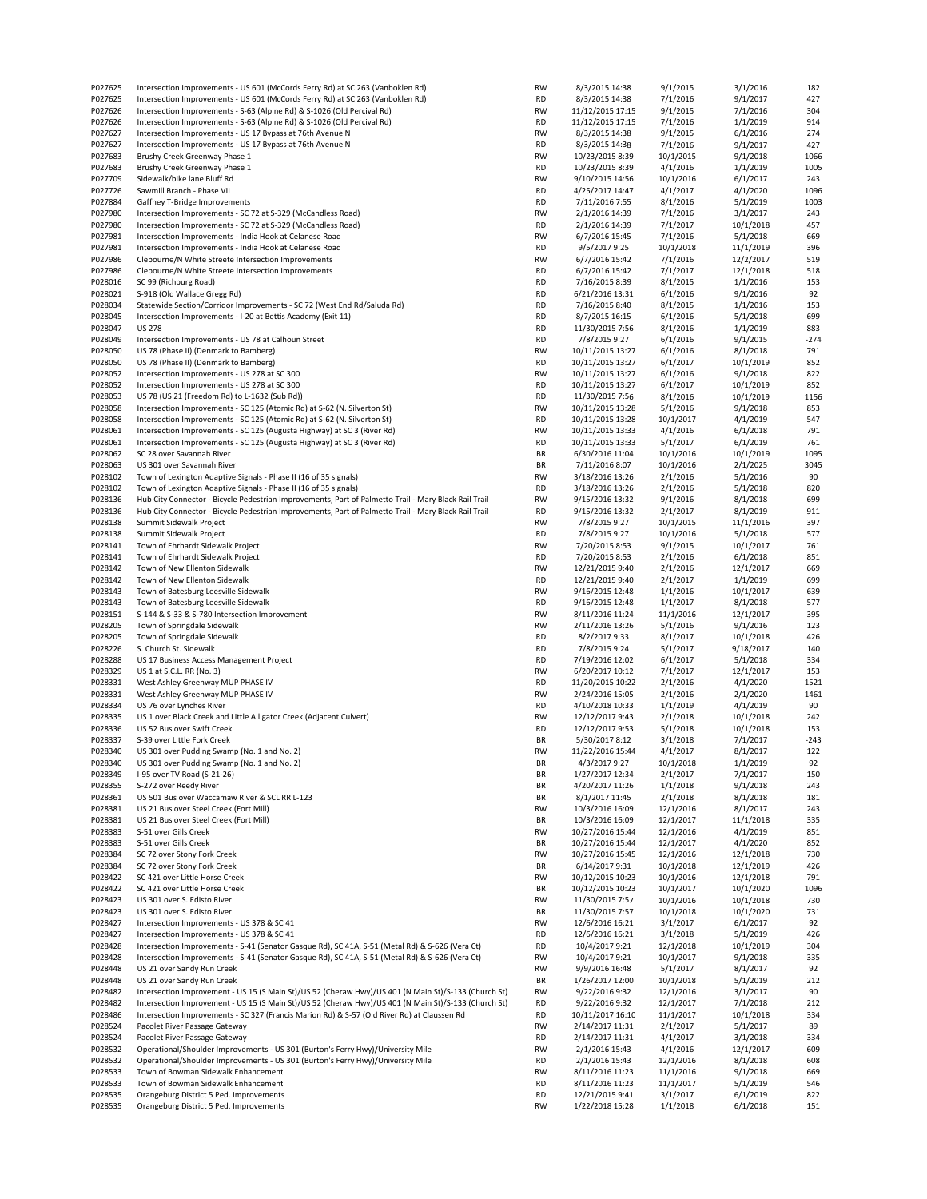| | | | | | | |
|---|---|---|---|---|---|---|
| P027625 | Intersection Improvements - US 601 (McCords Ferry Rd) at SC 263 (Vanboklen Rd) | RW | 8/3/2015 14:38 | 9/1/2015 | 3/1/2016 | 182 |
| P027625 | Intersection Improvements - US 601 (McCords Ferry Rd) at SC 263 (Vanboklen Rd) | RD | 8/3/2015 14:38 | 7/1/2016 | 9/1/2017 | 427 |
| P027626 | Intersection Improvements - S-63 (Alpine Rd) & S-1026 (Old Percival Rd) | RW | 11/12/2015 17:15 | 9/1/2015 | 7/1/2016 | 304 |
| P027626 | Intersection Improvements - S-63 (Alpine Rd) & S-1026 (Old Percival Rd) | RD | 11/12/2015 17:15 | 7/1/2016 | 1/1/2019 | 914 |
| P027627 | Intersection Improvements - US 17 Bypass at 76th Avenue N | RW | 8/3/2015 14:38 | 9/1/2015 | 6/1/2016 | 274 |
| P027627 | Intersection Improvements - US 17 Bypass at 76th Avenue N | RD | 8/3/2015 14:38 | 7/1/2016 | 9/1/2017 | 427 |
| P027683 | Brushy Creek Greenway Phase 1 | RW | 10/23/2015 8:39 | 10/1/2015 | 9/1/2018 | 1066 |
| P027683 | Brushy Creek Greenway Phase 1 | RD | 10/23/2015 8:39 | 4/1/2016 | 1/1/2019 | 1005 |
| P027709 | Sidewalk/bike lane Bluff Rd | RW | 9/10/2015 14:56 | 10/1/2016 | 6/1/2017 | 243 |
| P027726 | Sawmill Branch - Phase VII | RD | 4/25/2017 14:47 | 4/1/2017 | 4/1/2020 | 1096 |
| P027884 | Gaffney T-Bridge Improvements | RD | 7/11/2016 7:55 | 8/1/2016 | 5/1/2019 | 1003 |
| P027980 | Intersection Improvements - SC 72 at S-329 (McCandless Road) | RW | 2/1/2016 14:39 | 7/1/2016 | 3/1/2017 | 243 |
| P027980 | Intersection Improvements - SC 72 at S-329 (McCandless Road) | RD | 2/1/2016 14:39 | 7/1/2017 | 10/1/2018 | 457 |
| P027981 | Intersection Improvements - India Hook at Celanese Road | RW | 6/7/2016 15:45 | 7/1/2016 | 5/1/2018 | 669 |
| P027981 | Intersection Improvements - India Hook at Celanese Road | RD | 9/5/2017 9:25 | 10/1/2018 | 11/1/2019 | 396 |
| P027986 | Clebourne/N White Streete Intersection Improvements | RW | 6/7/2016 15:42 | 7/1/2016 | 12/2/2017 | 519 |
| P027986 | Clebourne/N White Streete Intersection Improvements | RD | 6/7/2016 15:42 | 7/1/2017 | 12/1/2018 | 518 |
| P028016 | SC 99 (Richburg Road) | RD | 7/16/2015 8:39 | 8/1/2015 | 1/1/2016 | 153 |
| P028021 | S-918 (Old Wallace Gregg Rd) | RD | 6/21/2016 13:31 | 6/1/2016 | 9/1/2016 | 92 |
| P028034 | Statewide Section/Corridor Improvements - SC 72 (West End Rd/Saluda Rd) | RD | 7/16/2015 8:40 | 8/1/2015 | 1/1/2016 | 153 |
| P028045 | Intersection Improvements - I-20 at Bettis Academy (Exit 11) | RD | 8/7/2015 16:15 | 6/1/2016 | 5/1/2018 | 699 |
| P028047 | US 278 | RD | 11/30/2015 7:56 | 8/1/2016 | 1/1/2019 | 883 |
| P028049 | Intersection Improvements - US 78 at Calhoun Street | RD | 7/8/2015 9:27 | 6/1/2016 | 9/1/2015 | -274 |
| P028050 | US 78 (Phase II) (Denmark to Bamberg) | RW | 10/11/2015 13:27 | 6/1/2016 | 8/1/2018 | 791 |
| P028050 | US 78 (Phase II) (Denmark to Bamberg) | RD | 10/11/2015 13:27 | 6/1/2017 | 10/1/2019 | 852 |
| P028052 | Intersection Improvements - US 278 at SC 300 | RW | 10/11/2015 13:27 | 6/1/2016 | 9/1/2018 | 822 |
| P028052 | Intersection Improvements - US 278 at SC 300 | RD | 10/11/2015 13:27 | 6/1/2017 | 10/1/2019 | 852 |
| P028053 | US 78 (US 21 (Freedom Rd) to L-1632 (Sub Rd)) | RD | 11/30/2015 7:56 | 8/1/2016 | 10/1/2019 | 1156 |
| P028058 | Intersection Improvements - SC 125 (Atomic Rd) at S-62 (N. Silverton St) | RW | 10/11/2015 13:28 | 5/1/2016 | 9/1/2018 | 853 |
| P028058 | Intersection Improvements - SC 125 (Atomic Rd) at S-62 (N. Silverton St) | RD | 10/11/2015 13:28 | 10/1/2017 | 4/1/2019 | 547 |
| P028061 | Intersection Improvements - SC 125 (Augusta Highway) at SC 3 (River Rd) | RW | 10/11/2015 13:33 | 4/1/2016 | 6/1/2018 | 791 |
| P028061 | Intersection Improvements - SC 125 (Augusta Highway) at SC 3 (River Rd) | RD | 10/11/2015 13:33 | 5/1/2017 | 6/1/2019 | 761 |
| P028062 | SC 28 over Savannah River | BR | 6/30/2016 11:04 | 10/1/2016 | 10/1/2019 | 1095 |
| P028063 | US 301 over Savannah River | BR | 7/11/2016 8:07 | 10/1/2016 | 2/1/2025 | 3045 |
| P028102 | Town of Lexington Adaptive Signals - Phase II (16 of 35 signals) | RW | 3/18/2016 13:26 | 2/1/2016 | 5/1/2016 | 90 |
| P028102 | Town of Lexington Adaptive Signals - Phase II (16 of 35 signals) | RD | 3/18/2016 13:26 | 2/1/2016 | 5/1/2018 | 820 |
| P028136 | Hub City Connector - Bicycle Pedestrian Improvements, Part of Palmetto Trail - Mary Black Rail Trail | RW | 9/15/2016 13:32 | 9/1/2016 | 8/1/2018 | 699 |
| P028136 | Hub City Connector - Bicycle Pedestrian Improvements, Part of Palmetto Trail - Mary Black Rail Trail | RD | 9/15/2016 13:32 | 2/1/2017 | 8/1/2019 | 911 |
| P028138 | Summit Sidewalk Project | RW | 7/8/2015 9:27 | 10/1/2015 | 11/1/2016 | 397 |
| P028138 | Summit Sidewalk Project | RD | 7/8/2015 9:27 | 10/1/2016 | 5/1/2018 | 577 |
| P028141 | Town of Ehrhardt Sidewalk Project | RW | 7/20/2015 8:53 | 9/1/2015 | 10/1/2017 | 761 |
| P028141 | Town of Ehrhardt Sidewalk Project | RD | 7/20/2015 8:53 | 2/1/2016 | 6/1/2018 | 851 |
| P028142 | Town of New Ellenton Sidewalk | RW | 12/21/2015 9:40 | 2/1/2016 | 12/1/2017 | 669 |
| P028142 | Town of New Ellenton Sidewalk | RD | 12/21/2015 9:40 | 2/1/2017 | 1/1/2019 | 699 |
| P028143 | Town of Batesburg Leesville Sidewalk | RW | 9/16/2015 12:48 | 1/1/2016 | 10/1/2017 | 639 |
| P028143 | Town of Batesburg Leesville Sidewalk | RD | 9/16/2015 12:48 | 1/1/2017 | 8/1/2018 | 577 |
| P028151 | S-144 & S-33 & S-780 Intersection Improvement | RW | 8/11/2016 11:24 | 11/1/2016 | 12/1/2017 | 395 |
| P028205 | Town of Springdale Sidewalk | RW | 2/11/2016 13:26 | 5/1/2016 | 9/1/2016 | 123 |
| P028205 | Town of Springdale Sidewalk | RD | 8/2/2017 9:33 | 8/1/2017 | 10/1/2018 | 426 |
| P028226 | S. Church St. Sidewalk | RD | 7/8/2015 9:24 | 5/1/2017 | 9/18/2017 | 140 |
| P028288 | US 17 Business Access Management Project | RD | 7/19/2016 12:02 | 6/1/2017 | 5/1/2018 | 334 |
| P028329 | US 1 at S.C.L. RR (No. 3) | RW | 6/20/2017 10:12 | 7/1/2017 | 12/1/2017 | 153 |
| P028331 | West Ashley Greenway MUP PHASE IV | RD | 11/20/2015 10:22 | 2/1/2016 | 4/1/2020 | 1521 |
| P028331 | West Ashley Greenway MUP PHASE IV | RW | 2/24/2016 15:05 | 2/1/2016 | 2/1/2020 | 1461 |
| P028334 | US 76 over Lynches River | RD | 4/10/2018 10:33 | 1/1/2019 | 4/1/2019 | 90 |
| P028335 | US 1 over Black Creek and Little Alligator Creek (Adjacent Culvert) | RW | 12/12/2017 9:43 | 2/1/2018 | 10/1/2018 | 242 |
| P028336 | US 52 Bus over Swift Creek | RD | 12/12/2017 9:53 | 5/1/2018 | 10/1/2018 | 153 |
| P028337 | S-39 over Little Fork Creek | BR | 5/30/2017 8:12 | 3/1/2018 | 7/1/2017 | -243 |
| P028340 | US 301 over Pudding Swamp (No. 1 and No. 2) | RW | 11/22/2016 15:44 | 4/1/2017 | 8/1/2017 | 122 |
| P028340 | US 301 over Pudding Swamp (No. 1 and No. 2) | BR | 4/3/2017 9:27 | 10/1/2018 | 1/1/2019 | 92 |
| P028349 | I-95 over TV Road (S-21-26) | BR | 1/27/2017 12:34 | 2/1/2017 | 7/1/2017 | 150 |
| P028355 | S-272 over Reedy River | BR | 4/20/2017 11:26 | 1/1/2018 | 9/1/2018 | 243 |
| P028361 | US 501 Bus over Waccamaw River & SCL RR L-123 | BR | 8/1/2017 11:45 | 2/1/2018 | 8/1/2018 | 181 |
| P028381 | US 21 Bus over Steel Creek (Fort Mill) | RW | 10/3/2016 16:09 | 12/1/2016 | 8/1/2017 | 243 |
| P028381 | US 21 Bus over Steel Creek (Fort Mill) | BR | 10/3/2016 16:09 | 12/1/2017 | 11/1/2018 | 335 |
| P028383 | S-51 over Gills Creek | RW | 10/27/2016 15:44 | 12/1/2016 | 4/1/2019 | 851 |
| P028383 | S-51 over Gills Creek | BR | 10/27/2016 15:44 | 12/1/2017 | 4/1/2020 | 852 |
| P028384 | SC 72 over Stony Fork Creek | RW | 10/27/2016 15:45 | 12/1/2016 | 12/1/2018 | 730 |
| P028384 | SC 72 over Stony Fork Creek | BR | 6/14/2017 9:31 | 10/1/2018 | 12/1/2019 | 426 |
| P028422 | SC 421 over Little Horse Creek | RW | 10/12/2015 10:23 | 10/1/2016 | 12/1/2018 | 791 |
| P028422 | SC 421 over Little Horse Creek | BR | 10/12/2015 10:23 | 10/1/2017 | 10/1/2020 | 1096 |
| P028423 | US 301 over S. Edisto River | RW | 11/30/2015 7:57 | 10/1/2016 | 10/1/2018 | 730 |
| P028423 | US 301 over S. Edisto River | BR | 11/30/2015 7:57 | 10/1/2018 | 10/1/2020 | 731 |
| P028427 | Intersection Improvements - US 378 & SC 41 | RW | 12/6/2016 16:21 | 3/1/2017 | 6/1/2017 | 92 |
| P028427 | Intersection Improvements - US 378 & SC 41 | RD | 12/6/2016 16:21 | 3/1/2018 | 5/1/2019 | 426 |
| P028428 | Intersection Improvements - S-41 (Senator Gasque Rd), SC 41A, S-51 (Metal Rd) & S-626 (Vera Ct) | RD | 10/4/2017 9:21 | 12/1/2018 | 10/1/2019 | 304 |
| P028428 | Intersection Improvements - S-41 (Senator Gasque Rd), SC 41A, S-51 (Metal Rd) & S-626 (Vera Ct) | RW | 10/4/2017 9:21 | 10/1/2017 | 9/1/2018 | 335 |
| P028448 | US 21 over Sandy Run Creek | RW | 9/9/2016 16:48 | 5/1/2017 | 8/1/2017 | 92 |
| P028448 | US 21 over Sandy Run Creek | BR | 1/26/2017 12:00 | 10/1/2018 | 5/1/2019 | 212 |
| P028482 | Intersection Improvement - US 15 (S Main St)/US 52 (Cheraw Hwy)/US 401 (N Main St)/S-133 (Church St) | RW | 9/22/2016 9:32 | 12/1/2016 | 3/1/2017 | 90 |
| P028482 | Intersection Improvement - US 15 (S Main St)/US 52 (Cheraw Hwy)/US 401 (N Main St)/S-133 (Church St) | RD | 9/22/2016 9:32 | 12/1/2017 | 7/1/2018 | 212 |
| P028486 | Intersection Improvements - SC 327 (Francis Marion Rd) & S-57 (Old River Rd) at Claussen Rd | RD | 10/11/2017 16:10 | 11/1/2017 | 10/1/2018 | 334 |
| P028524 | Pacolet River Passage Gateway | RW | 2/14/2017 11:31 | 2/1/2017 | 5/1/2017 | 89 |
| P028524 | Pacolet River Passage Gateway | RD | 2/14/2017 11:31 | 4/1/2017 | 3/1/2018 | 334 |
| P028532 | Operational/Shoulder Improvements - US 301 (Burton's Ferry Hwy)/University Mile | RW | 2/1/2016 15:43 | 4/1/2016 | 12/1/2017 | 609 |
| P028532 | Operational/Shoulder Improvements - US 301 (Burton's Ferry Hwy)/University Mile | RD | 2/1/2016 15:43 | 12/1/2016 | 8/1/2018 | 608 |
| P028533 | Town of Bowman Sidewalk Enhancement | RW | 8/11/2016 11:23 | 11/1/2016 | 9/1/2018 | 669 |
| P028533 | Town of Bowman Sidewalk Enhancement | RD | 8/11/2016 11:23 | 11/1/2017 | 5/1/2019 | 546 |
| P028535 | Orangeburg District 5 Ped. Improvements | RD | 12/21/2015 9:41 | 3/1/2017 | 6/1/2019 | 822 |
| P028535 | Orangeburg District 5 Ped. Improvements | RW | 1/22/2018 15:28 | 1/1/2018 | 6/1/2018 | 151 |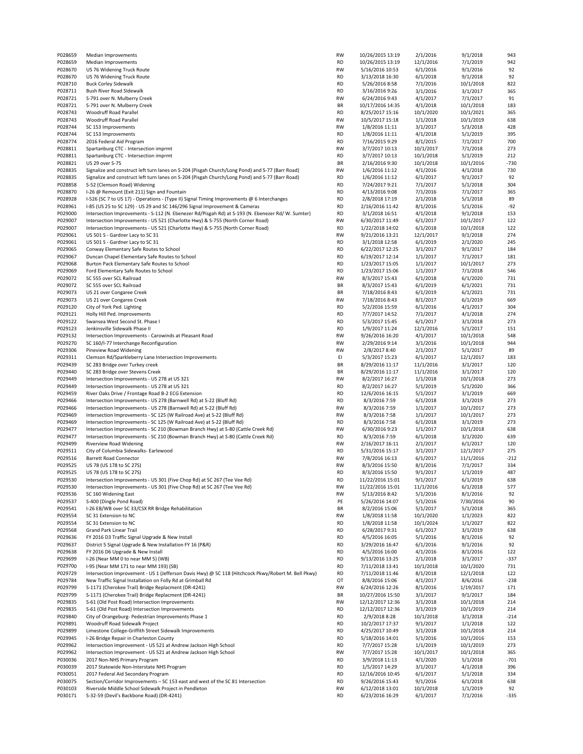| | | | | | | |
|---|---|---|---|---|---|---|
| P028659 | Median Improvements | RW | 10/26/2015 13:19 | 2/1/2016 | 9/1/2018 | 943 |
| P028659 | Median Improvements | RD | 10/26/2015 13:19 | 12/1/2016 | 7/1/2019 | 942 |
| P028670 | US 76 Widening Truck Route | RW | 5/16/2016 10:53 | 6/1/2016 | 9/1/2016 | 92 |
| P028670 | US 76 Widening Truck Route | RD | 3/13/2018 16:30 | 6/1/2018 | 9/1/2018 | 92 |
| P028710 | Buck Corley Sidewalk | RD | 5/26/2016 8:58 | 7/1/2016 | 10/1/2018 | 822 |
| P028711 | Bush River Road Sidewalk | RD | 3/16/2016 9:26 | 3/1/2016 | 3/1/2017 | 365 |
| P028721 | S-791 over N. Mulberry Creek | RW | 6/24/2016 9:43 | 4/1/2017 | 7/1/2017 | 91 |
| P028721 | S-791 over N. Mulberry Creek | BR | 10/17/2016 14:35 | 4/1/2018 | 10/1/2018 | 183 |
| P028743 | Woodruff Road Parallel | RD | 8/25/2017 15:16 | 10/1/2020 | 10/1/2021 | 365 |
| P028743 | Woodruff Road Parallel | RW | 10/5/2017 15:18 | 1/1/2018 | 10/1/2019 | 638 |
| P028744 | SC 153 Improvements | RW | 1/8/2016 11:11 | 3/1/2017 | 5/3/2018 | 428 |
| P028744 | SC 153 Improvements | RD | 1/8/2016 11:11 | 4/1/2018 | 5/1/2019 | 395 |
| P028774 | 2016 Federal Aid Program | RD | 7/16/2015 9:29 | 8/1/2015 | 7/1/2017 | 700 |
| P028811 | Spartanburg CTC - Intersection imprmt | RW | 3/7/2017 10:13 | 10/1/2017 | 7/1/2018 | 273 |
| P028811 | Spartanburg CTC - Intersection imprmt | RD | 3/7/2017 10:13 | 10/1/2018 | 5/1/2019 | 212 |
| P028821 | US 29 over S-75 | BR | 2/16/2016 9:30 | 10/1/2018 | 10/1/2016 | -730 |
| P028835 | Signalize and construct left turn lanes on S-204 (Pisgah Church/Long Pond) and S-77 (Barr Road) | RW | 1/6/2016 11:12 | 4/1/2016 | 4/1/2018 | 730 |
| P028835 | Signalize and construct left turn lanes on S-204 (Pisgah Church/Long Pond) and S-77 (Barr Road) | RD | 1/6/2016 11:12 | 6/1/2017 | 9/1/2017 | 92 |
| P028858 | S-52 (Clemson Road) Widening | RD | 7/24/2017 9:21 | 7/1/2017 | 5/1/2018 | 304 |
| P028870 | I-26 @ Remount (Exit 211) Sign and Fountain | RD | 4/13/2016 9:08 | 7/1/2016 | 7/1/2017 | 365 |
| P028928 | I-526 (SC 7 to US 17) - Operations - (Type II) Signal Timing Improvements @ 6 Interchanges | RD | 2/8/2018 17:19 | 2/1/2018 | 5/1/2018 | 89 |
| P028961 | I-85 (US 25 to SC 129) - US 29 and SC 146/296 Signal Improvement & Cameras | RD | 2/16/2016 11:42 | 8/1/2016 | 5/1/2016 | -92 |
| P029000 | Intersection Improvements - S-112 (N. Ebenezer Rd/Pisgah Rd) at S-193 (N. Ebenezer Rd/ W. Sumter) | RD | 3/1/2018 16:51 | 4/1/2018 | 9/1/2018 | 153 |
| P029007 | Intersection Improvements - US 521 (Charlotte Hwy) & S-755 (North Corner Road) | RW | 6/30/2017 11:49 | 6/1/2017 | 10/1/2017 | 122 |
| P029007 | Intersection Improvements - US 521 (Charlotte Hwy) & S-755 (North Corner Road) | RD | 1/22/2018 14:02 | 6/1/2018 | 10/1/2018 | 122 |
| P029061 | US 501 S - Gardner Lacy to SC 31 | RW | 9/21/2016 13:21 | 12/1/2017 | 9/1/2018 | 274 |
| P029061 | US 501 S - Gardner Lacy to SC 31 | RD | 3/1/2018 12:58 | 6/1/2019 | 2/1/2020 | 245 |
| P029065 | Conway Elementary Safe Routes to School | RD | 6/22/2017 12:25 | 3/1/2017 | 9/1/2017 | 184 |
| P029067 | Duncan Chapel Elementary Safe Routes to School | RD | 6/19/2017 12:14 | 1/1/2017 | 7/1/2017 | 181 |
| P029068 | Burton Pack Elementary Safe Routes to School | RD | 1/23/2017 15:05 | 1/1/2017 | 10/1/2017 | 273 |
| P029069 | Ford Elementary Safe Routes to School | RD | 1/23/2017 15:06 | 1/1/2017 | 7/1/2018 | 546 |
| P029072 | SC 555 over SCL Railroad | RW | 8/3/2017 15:43 | 6/1/2018 | 6/1/2020 | 731 |
| P029072 | SC 555 over SCL Railroad | BR | 8/3/2017 15:43 | 6/1/2019 | 6/1/2021 | 731 |
| P029073 | US 21 over Congaree Creek | BR | 7/18/2016 8:43 | 6/1/2019 | 6/1/2021 | 731 |
| P029073 | US 21 over Congaree Creek | RW | 7/18/2016 8:43 | 8/1/2017 | 6/1/2019 | 669 |
| P029120 | City of York Ped. Lighting | RD | 5/2/2016 15:59 | 6/1/2016 | 4/1/2017 | 304 |
| P029121 | Holly Hill Ped. Improvements | RD | 7/7/2017 14:52 | 7/1/2017 | 4/1/2018 | 274 |
| P029122 | Swansea West Second St. Phase I | RD | 5/3/2017 15:45 | 6/1/2017 | 3/1/2018 | 273 |
| P029123 | Jenkinsville Sidewalk Phase II | RD | 1/9/2017 11:24 | 12/1/2016 | 5/1/2017 | 151 |
| P029132 | Intersection Improvements - Carowinds at Pleasant Road | RW | 9/26/2016 16:20 | 4/1/2017 | 10/1/2018 | 548 |
| P029270 | SC 160/I-77 Interchange Reconfiguration | RW | 2/29/2016 9:14 | 3/1/2016 | 10/1/2018 | 944 |
| P029306 | Pineview Road Widening | RW | 2/8/2017 8:40 | 2/1/2017 | 5/1/2017 | 89 |
| P029311 | Clemson Rd/Sparkleberry Lane Intersection Improvements | EI | 5/3/2017 15:23 | 6/1/2017 | 12/1/2017 | 183 |
| P029439 | SC 283 Bridge over Turkey creek | BR | 8/29/2016 11:17 | 11/1/2016 | 3/1/2017 | 120 |
| P029440 | SC 283 Bridge over Stevens Creek | BR | 8/29/2016 11:17 | 11/1/2016 | 3/1/2017 | 120 |
| P029449 | Intersection Improvements - US 278 at US 321 | RW | 8/2/2017 16:27 | 1/1/2018 | 10/1/2018 | 273 |
| P029449 | Intersection Improvements - US 278 at US 321 | RD | 8/2/2017 16:27 | 5/1/2019 | 5/1/2020 | 366 |
| P029459 | River Oaks Drive / Frontage Road B-2 ECG Extension | RD | 12/6/2016 16:15 | 5/1/2017 | 3/1/2019 | 669 |
| P029466 | Intersection Improvements - US 278 (Barnwell Rd) at S-22 (Bluff Rd) | RD | 8/3/2016 7:59 | 6/1/2018 | 3/1/2019 | 273 |
| P029466 | Intersection Improvements - US 278 (Barnwell Rd) at S-22 (Bluff Rd) | RW | 8/3/2016 7:59 | 1/1/2017 | 10/1/2017 | 273 |
| P029469 | Intersection Improvements - SC 125 (W Railroad Ave) at S-22 (Bluff Rd) | RW | 8/3/2016 7:58 | 1/1/2017 | 10/1/2017 | 273 |
| P029469 | Intersection Improvements - SC 125 (W Railroad Ave) at S-22 (Bluff Rd) | RD | 8/3/2016 7:58 | 6/1/2018 | 3/1/2019 | 273 |
| P029477 | Intersection Improvements - SC 210 (Bowman Branch Hwy) at S-80 (Cattle Creek Rd) | RW | 6/30/2016 9:23 | 1/1/2017 | 10/1/2018 | 638 |
| P029477 | Intersection Improvements - SC 210 (Bowman Branch Hwy) at S-80 (Cattle Creek Rd) | RD | 8/3/2016 7:59 | 6/1/2018 | 3/1/2020 | 639 |
| P029499 | Riverview Road Widening | RW | 2/16/2017 16:11 | 2/1/2017 | 6/1/2017 | 120 |
| P029511 | City of Columbia Sidewalks- Earlewood | RD | 5/31/2016 15:17 | 3/1/2017 | 12/1/2017 | 275 |
| P029516 | Barrett Road Connector | RW | 7/8/2016 16:13 | 6/1/2017 | 11/1/2016 | -212 |
| P029525 | US 78 (US 178 to SC 27S) | RW | 8/3/2016 15:50 | 8/1/2016 | 7/1/2017 | 334 |
| P029525 | US 78 (US 178 to SC 27S) | RD | 8/3/2016 15:50 | 9/1/2017 | 1/1/2019 | 487 |
| P029530 | Intersection Improvements - US 301 (Five Chop Rd) at SC 267 (Tee Vee Rd) | RD | 11/22/2016 15:01 | 9/1/2017 | 6/1/2019 | 638 |
| P029530 | Intersection Improvements - US 301 (Five Chop Rd) at SC 267 (Tee Vee Rd) | RW | 11/22/2016 15:01 | 11/1/2016 | 6/1/2018 | 577 |
| P029536 | SC 160 Widening East | RW | 5/13/2016 8:42 | 5/1/2016 | 8/1/2016 | 92 |
| P029537 | S-400 (Dingle Pond Road) | PE | 5/26/2016 14:07 | 5/1/2016 | 7/30/2016 | 90 |
| P029541 | I-26 EB/WB over SC 33/CSX RR Bridge Rehabilitation | BR | 8/2/2016 15:06 | 5/1/2017 | 5/1/2018 | 365 |
| P029554 | SC 31 Extension to NC | RW | 1/8/2018 11:58 | 10/1/2020 | 1/1/2023 | 822 |
| P029554 | SC 31 Extension to NC | RD | 1/8/2018 11:58 | 10/1/2024 | 1/1/2027 | 822 |
| P029568 | Grand Park Linear Trail | RD | 6/28/2017 9:31 | 6/1/2017 | 3/1/2019 | 638 |
| P029636 | FY 2016 D3 Traffic Signal Upgrade & New Install | RD | 4/5/2016 16:05 | 5/1/2016 | 8/1/2016 | 92 |
| P029637 | District 5 Signal Upgrade & New Installation FY 16 (P&R) | RD | 3/29/2016 16:47 | 6/1/2016 | 9/1/2016 | 92 |
| P029638 | FY 2016 D6 Upgrade & New Install | RD | 4/5/2016 16:00 | 4/1/2016 | 8/1/2016 | 122 |
| P029699 | I-26 (Near MM 0 to near MM 5) (WB) | RD | 9/13/2016 13:25 | 2/1/2018 | 3/1/2017 | -337 |
| P029700 | I-95 (Near MM 171 to near MM 193) (SB) | RD | 7/11/2018 13:41 | 10/1/2018 | 10/1/2020 | 731 |
| P029729 | Intersection Improvement - US 1 (Jefferson Davis Hwy) @ SC 118 (Hitchcock Pkwy/Robert M. Bell Pkwy) | RD | 7/11/2018 11:46 | 8/1/2018 | 12/1/2018 | 122 |
| P029784 | New Traffic Signal Installation on Folly Rd at Grimball Rd | OT | 8/8/2016 15:06 | 4/1/2017 | 8/6/2016 | -238 |
| P029799 | S-1171 (Cherokee Trail) Bridge Replacment (DR-4241) | RW | 6/24/2016 12:26 | 8/1/2016 | 1/19/2017 | 171 |
| P029799 | S-1171 (Cherokee Trail) Bridge Replacment (DR-4241) | BR | 10/27/2016 15:50 | 3/1/2017 | 9/1/2017 | 184 |
| P029835 | S-61 (Old Post Road) Intersection Improvements | RW | 12/12/2017 12:36 | 3/1/2018 | 10/1/2018 | 214 |
| P029835 | S-61 (Old Post Road) Intersection Improvements | RD | 12/12/2017 12:36 | 3/1/2019 | 10/1/2019 | 214 |
| P029840 | City of Orangeburg- Pedestrian Improvements Phase 1 | RD | 2/9/2018 8:28 | 10/1/2018 | 3/1/2018 | -214 |
| P029891 | Woodruff Road Sidewalk Project | RD | 10/2/2017 17:37 | 9/1/2017 | 1/1/2018 | 122 |
| P029899 | Limestone College-Griffith Street Sidewalk Improvements | RD | 4/25/2017 10:49 | 3/1/2018 | 10/1/2018 | 214 |
| P029945 | I-26 Bridge Repair in Charleston County | RD | 5/18/2016 14:01 | 5/1/2016 | 10/1/2016 | 153 |
| P029962 | Intersection Improvement - US 521 at Andrew Jackson High School | RD | 7/7/2017 15:28 | 1/1/2019 | 10/1/2019 | 273 |
| P029962 | Intersection Improvement - US 521 at Andrew Jackson High School | RW | 7/7/2017 15:28 | 10/1/2017 | 10/1/2018 | 365 |
| P030036 | 2017 Non-NHS Primary Program | RD | 3/9/2018 11:13 | 4/1/2020 | 5/1/2018 | -701 |
| P030039 | 2017 Statewide Non-Interstate NHS Program | RD | 1/5/2017 14:29 | 3/1/2017 | 4/1/2018 | 396 |
| P030051 | 2017 Federal Aid Secondary Program | RD | 12/16/2016 10:45 | 6/1/2017 | 5/1/2018 | 334 |
| P030075 | Section/Corridor Improvements – SC 153 east and west of the SC 81 Intersection | RD | 9/26/2016 15:43 | 9/1/2016 | 6/1/2018 | 638 |
| P030103 | Riverside Middle School Sidewalk Project in Pendleton | RW | 6/12/2018 13:01 | 10/1/2018 | 1/1/2019 | 92 |
| P030171 | S-32-59 (Devil's Backbone Road) (DR-4241) | RD | 6/23/2016 16:29 | 6/1/2017 | 7/1/2016 | -335 |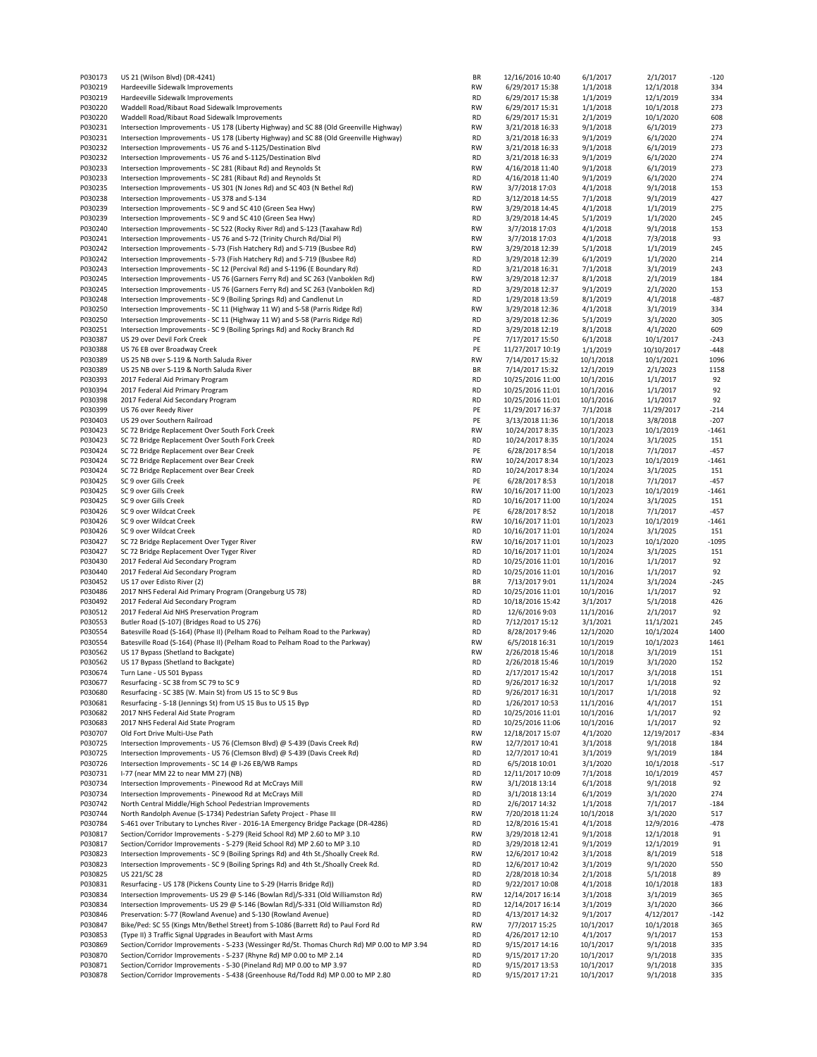| | | | | | | |
|---|---|---|---|---|---|---|
| P030173 | US 21 (Wilson Blvd) (DR-4241) | BR | 12/16/2016 10:40 | 6/1/2017 | 2/1/2017 | -120 |
| P030219 | Hardeeville Sidewalk Improvements | RW | 6/29/2017 15:38 | 1/1/2018 | 12/1/2018 | 334 |
| P030219 | Hardeeville Sidewalk Improvements | RD | 6/29/2017 15:38 | 1/1/2019 | 12/1/2019 | 334 |
| P030220 | Waddell Road/Ribaut Road Sidewalk Improvements | RW | 6/29/2017 15:31 | 1/1/2018 | 10/1/2018 | 273 |
| P030220 | Waddell Road/Ribaut Road Sidewalk Improvements | RD | 6/29/2017 15:31 | 2/1/2019 | 10/1/2020 | 608 |
| P030231 | Intersection Improvements - US 178 (Liberty Highway) and SC 88 (Old Greenville Highway) | RW | 3/21/2018 16:33 | 9/1/2018 | 6/1/2019 | 273 |
| P030231 | Intersection Improvements - US 178 (Liberty Highway) and SC 88 (Old Greenville Highway) | RD | 3/21/2018 16:33 | 9/1/2019 | 6/1/2020 | 274 |
| P030232 | Intersection Improvements - US 76 and S-1125/Destination Blvd | RW | 3/21/2018 16:33 | 9/1/2018 | 6/1/2019 | 273 |
| P030232 | Intersection Improvements - US 76 and S-1125/Destination Blvd | RD | 3/21/2018 16:33 | 9/1/2019 | 6/1/2020 | 274 |
| P030233 | Intersection Improvements - SC 281 (Ribaut Rd) and Reynolds St | RW | 4/16/2018 11:40 | 9/1/2018 | 6/1/2019 | 273 |
| P030233 | Intersection Improvements - SC 281 (Ribaut Rd) and Reynolds St | RD | 4/16/2018 11:40 | 9/1/2019 | 6/1/2020 | 274 |
| P030235 | Intersection Improvements - US 301 (N Jones Rd) and SC 403 (N Bethel Rd) | RW | 3/7/2018 17:03 | 4/1/2018 | 9/1/2018 | 153 |
| P030238 | Intersection Improvements - US 378 and S-134 | RD | 3/12/2018 14:55 | 7/1/2018 | 9/1/2019 | 427 |
| P030239 | Intersection Improvements - SC 9 and SC 410 (Green Sea Hwy) | RW | 3/29/2018 14:45 | 4/1/2018 | 1/1/2019 | 275 |
| P030239 | Intersection Improvements - SC 9 and SC 410 (Green Sea Hwy) | RD | 3/29/2018 14:45 | 5/1/2019 | 1/1/2020 | 245 |
| P030240 | Intersection Improvements - SC 522 (Rocky River Rd) and S-123 (Taxahaw Rd) | RW | 3/7/2018 17:03 | 4/1/2018 | 9/1/2018 | 153 |
| P030241 | Intersection Improvements - US 76 and S-72 (Trinity Church Rd/Dial Pl) | RW | 3/7/2018 17:03 | 4/1/2018 | 7/3/2018 | 93 |
| P030242 | Intersection Improvements - S-73 (Fish Hatchery Rd) and S-719 (Busbee Rd) | RW | 3/29/2018 12:39 | 5/1/2018 | 1/1/2019 | 245 |
| P030242 | Intersection Improvements - S-73 (Fish Hatchery Rd) and S-719 (Busbee Rd) | RD | 3/29/2018 12:39 | 6/1/2019 | 1/1/2020 | 214 |
| P030243 | Intersection Improvements - SC 12 (Percival Rd) and S-1196 (E Boundary Rd) | RD | 3/21/2018 16:31 | 7/1/2018 | 3/1/2019 | 243 |
| P030245 | Intersection Improvements - US 76 (Garners Ferry Rd) and SC 263 (Vanboklen Rd) | RW | 3/29/2018 12:37 | 8/1/2018 | 2/1/2019 | 184 |
| P030245 | Intersection Improvements - US 76 (Garners Ferry Rd) and SC 263 (Vanboklen Rd) | RD | 3/29/2018 12:37 | 9/1/2019 | 2/1/2020 | 153 |
| P030248 | Intersection Improvements - SC 9 (Boiling Springs Rd) and Candlenut Ln | RD | 1/29/2018 13:59 | 8/1/2019 | 4/1/2018 | -487 |
| P030250 | Intersection Improvements - SC 11 (Highway 11 W) and S-58 (Parris Ridge Rd) | RW | 3/29/2018 12:36 | 4/1/2018 | 3/1/2019 | 334 |
| P030250 | Intersection Improvements - SC 11 (Highway 11 W) and S-58 (Parris Ridge Rd) | RD | 3/29/2018 12:36 | 5/1/2019 | 3/1/2020 | 305 |
| P030251 | Intersection Improvements - SC 9 (Boiling Springs Rd) and Rocky Branch Rd | RD | 3/29/2018 12:19 | 8/1/2018 | 4/1/2020 | 609 |
| P030387 | US 29 over Devil Fork Creek | PE | 7/17/2017 15:50 | 6/1/2018 | 10/1/2017 | -243 |
| P030388 | US 76 EB over Broadway Creek | PE | 11/27/2017 10:19 | 1/1/2019 | 10/10/2017 | -448 |
| P030389 | US 25 NB over S-119 & North Saluda River | RW | 7/14/2017 15:32 | 10/1/2018 | 10/1/2021 | 1096 |
| P030389 | US 25 NB over S-119 & North Saluda River | BR | 7/14/2017 15:32 | 12/1/2019 | 2/1/2023 | 1158 |
| P030393 | 2017 Federal Aid Primary Program | RD | 10/25/2016 11:00 | 10/1/2016 | 1/1/2017 | 92 |
| P030394 | 2017 Federal Aid Primary Program | RD | 10/25/2016 11:01 | 10/1/2016 | 1/1/2017 | 92 |
| P030398 | 2017 Federal Aid Secondary Program | RD | 10/25/2016 11:01 | 10/1/2016 | 1/1/2017 | 92 |
| P030399 | US 76 over Reedy River | PE | 11/29/2017 16:37 | 7/1/2018 | 11/29/2017 | -214 |
| P030403 | US 29 over Southern Railroad | PE | 3/13/2018 11:36 | 10/1/2018 | 3/8/2018 | -207 |
| P030423 | SC 72 Bridge Replacement Over South Fork Creek | RW | 10/24/2017 8:35 | 10/1/2023 | 10/1/2019 | -1461 |
| P030423 | SC 72 Bridge Replacement Over South Fork Creek | RD | 10/24/2017 8:35 | 10/1/2024 | 3/1/2025 | 151 |
| P030424 | SC 72 Bridge Replacement over Bear Creek | PE | 6/28/2017 8:54 | 10/1/2018 | 7/1/2017 | -457 |
| P030424 | SC 72 Bridge Replacement over Bear Creek | RW | 10/24/2017 8:34 | 10/1/2023 | 10/1/2019 | -1461 |
| P030424 | SC 72 Bridge Replacement over Bear Creek | RD | 10/24/2017 8:34 | 10/1/2024 | 3/1/2025 | 151 |
| P030425 | SC 9 over Gills Creek | PE | 6/28/2017 8:53 | 10/1/2018 | 7/1/2017 | -457 |
| P030425 | SC 9 over Gills Creek | RW | 10/16/2017 11:00 | 10/1/2023 | 10/1/2019 | -1461 |
| P030425 | SC 9 over Gills Creek | RD | 10/16/2017 11:00 | 10/1/2024 | 3/1/2025 | 151 |
| P030426 | SC 9 over Wildcat Creek | PE | 6/28/2017 8:52 | 10/1/2018 | 7/1/2017 | -457 |
| P030426 | SC 9 over Wildcat Creek | RW | 10/16/2017 11:01 | 10/1/2023 | 10/1/2019 | -1461 |
| P030426 | SC 9 over Wildcat Creek | RD | 10/16/2017 11:01 | 10/1/2024 | 3/1/2025 | 151 |
| P030427 | SC 72 Bridge Replacement Over Tyger River | RW | 10/16/2017 11:01 | 10/1/2023 | 10/1/2020 | -1095 |
| P030427 | SC 72 Bridge Replacement Over Tyger River | RD | 10/16/2017 11:01 | 10/1/2024 | 3/1/2025 | 151 |
| P030430 | 2017 Federal Aid Secondary Program | RD | 10/25/2016 11:01 | 10/1/2016 | 1/1/2017 | 92 |
| P030440 | 2017 Federal Aid Secondary Program | RD | 10/25/2016 11:01 | 10/1/2016 | 1/1/2017 | 92 |
| P030452 | US 17 over Edisto River (2) | BR | 7/13/2017 9:01 | 11/1/2024 | 3/1/2024 | -245 |
| P030486 | 2017 NHS Federal Aid Primary Program (Orangeburg US 78) | RD | 10/25/2016 11:01 | 10/1/2016 | 1/1/2017 | 92 |
| P030492 | 2017 Federal Aid Secondary Program | RD | 10/18/2016 15:42 | 3/1/2017 | 5/1/2018 | 426 |
| P030512 | 2017 Federal Aid NHS Preservation Program | RD | 12/6/2016 9:03 | 11/1/2016 | 2/1/2017 | 92 |
| P030553 | Butler Road (S-107) (Bridges Road to US 276) | RD | 7/12/2017 15:12 | 3/1/2021 | 11/1/2021 | 245 |
| P030554 | Batesville Road (S-164) (Phase II) (Pelham Road to Pelham Road to the Parkway) | RD | 8/28/2017 9:46 | 12/1/2020 | 10/1/2024 | 1400 |
| P030554 | Batesville Road (S-164) (Phase II) (Pelham Road to Pelham Road to the Parkway) | RW | 6/5/2018 16:31 | 10/1/2019 | 10/1/2023 | 1461 |
| P030562 | US 17 Bypass (Shetland to Backgate) | RW | 2/26/2018 15:46 | 10/1/2018 | 3/1/2019 | 151 |
| P030562 | US 17 Bypass (Shetland to Backgate) | RD | 2/26/2018 15:46 | 10/1/2019 | 3/1/2020 | 152 |
| P030674 | Turn Lane - US 501 Bypass | RD | 2/17/2017 15:42 | 10/1/2017 | 3/1/2018 | 151 |
| P030677 | Resurfacing - SC 38 from SC 79 to SC 9 | RD | 9/26/2017 16:32 | 10/1/2017 | 1/1/2018 | 92 |
| P030680 | Resurfacing - SC 385 (W. Main St) from US 15 to SC 9 Bus | RD | 9/26/2017 16:31 | 10/1/2017 | 1/1/2018 | 92 |
| P030681 | Resurfacing - S-18 (Jennings St) from US 15 Bus to US 15 Byp | RD | 1/26/2017 10:53 | 11/1/2016 | 4/1/2017 | 151 |
| P030682 | 2017 NHS Federal Aid State Program | RD | 10/25/2016 11:01 | 10/1/2016 | 1/1/2017 | 92 |
| P030683 | 2017 NHS Federal Aid State Program | RD | 10/25/2016 11:06 | 10/1/2016 | 1/1/2017 | 92 |
| P030707 | Old Fort Drive Multi-Use Path | RW | 12/18/2017 15:07 | 4/1/2020 | 12/19/2017 | -834 |
| P030725 | Intersection Improvements - US 76 (Clemson Blvd) @ S-439 (Davis Creek Rd) | RW | 12/7/2017 10:41 | 3/1/2018 | 9/1/2018 | 184 |
| P030725 | Intersection Improvements - US 76 (Clemson Blvd) @ S-439 (Davis Creek Rd) | RD | 12/7/2017 10:41 | 3/1/2019 | 9/1/2019 | 184 |
| P030726 | Intersection Improvements - SC 14 @ I-26 EB/WB Ramps | RD | 6/5/2018 10:01 | 3/1/2020 | 10/1/2018 | -517 |
| P030731 | I-77 (near MM 22 to near MM 27) (NB) | RD | 12/11/2017 10:09 | 7/1/2018 | 10/1/2019 | 457 |
| P030734 | Intersection Improvements - Pinewood Rd at McCrays Mill | RW | 3/1/2018 13:14 | 6/1/2018 | 9/1/2018 | 92 |
| P030734 | Intersection Improvements - Pinewood Rd at McCrays Mill | RD | 3/1/2018 13:14 | 6/1/2019 | 3/1/2020 | 274 |
| P030742 | North Central Middle/High School Pedestrian Improvements | RD | 2/6/2017 14:32 | 1/1/2018 | 7/1/2017 | -184 |
| P030744 | North Randolph Avenue (S-1734) Pedestrian Safety Project - Phase III | RW | 7/20/2018 11:24 | 10/1/2018 | 3/1/2020 | 517 |
| P030784 | S-461 over Tributary to Lynches River - 2016-1A Emergency Bridge Package (DR-4286) | RD | 12/8/2016 15:41 | 4/1/2018 | 12/9/2016 | -478 |
| P030817 | Section/Corridor Improvements - S-279 (Reid School Rd) MP 2.60 to MP 3.10 | RW | 3/29/2018 12:41 | 9/1/2018 | 12/1/2018 | 91 |
| P030817 | Section/Corridor Improvements - S-279 (Reid School Rd) MP 2.60 to MP 3.10 | RD | 3/29/2018 12:41 | 9/1/2019 | 12/1/2019 | 91 |
| P030823 | Intersection Improvements - SC 9 (Boiling Springs Rd) and 4th St./Shoally Creek Rd. | RW | 12/6/2017 10:42 | 3/1/2018 | 8/1/2019 | 518 |
| P030823 | Intersection Improvements - SC 9 (Boiling Springs Rd) and 4th St./Shoally Creek Rd. | RD | 12/6/2017 10:42 | 3/1/2019 | 9/1/2020 | 550 |
| P030825 | US 221/SC 28 | RD | 2/28/2018 10:34 | 2/1/2018 | 5/1/2018 | 89 |
| P030831 | Resurfacing - US 178 (Pickens County Line to S-29 (Harris Bridge Rd)) | RD | 9/22/2017 10:08 | 4/1/2018 | 10/1/2018 | 183 |
| P030834 | Intersection Improvements- US 29 @ S-146 (Bowlan Rd)/S-331 (Old Williamston Rd) | RW | 12/14/2017 16:14 | 3/1/2018 | 3/1/2019 | 365 |
| P030834 | Intersection Improvements- US 29 @ S-146 (Bowlan Rd)/S-331 (Old Williamston Rd) | RD | 12/14/2017 16:14 | 3/1/2019 | 3/1/2020 | 366 |
| P030846 | Preservation: S-77 (Rowland Avenue) and S-130 (Rowland Avenue) | RD | 4/13/2017 14:32 | 9/1/2017 | 4/12/2017 | -142 |
| P030847 | Bike/Ped: SC 55 (Kings Mtn/Bethel Street) from S-1086 (Barrett Rd) to Paul Ford Rd | RW | 7/7/2017 15:25 | 10/1/2017 | 10/1/2018 | 365 |
| P030853 | (Type II) 3 Traffic Signal Upgrades in Beaufort with Mast Arms | RD | 4/26/2017 12:10 | 4/1/2017 | 9/1/2017 | 153 |
| P030869 | Section/Corridor Improvements - S-233 (Wessinger Rd/St. Thomas Church Rd) MP 0.00 to MP 3.94 | RD | 9/15/2017 14:16 | 10/1/2017 | 9/1/2018 | 335 |
| P030870 | Section/Corridor Improvements - S-237 (Rhyne Rd) MP 0.00 to MP 2.14 | RD | 9/15/2017 17:20 | 10/1/2017 | 9/1/2018 | 335 |
| P030871 | Section/Corridor Improvements - S-30 (Pineland Rd) MP 0.00 to MP 3.97 | RD | 9/15/2017 13:53 | 10/1/2017 | 9/1/2018 | 335 |
| P030878 | Section/Corridor Improvements - S-438 (Greenhouse Rd/Todd Rd) MP 0.00 to MP 2.80 | RD | 9/15/2017 17:21 | 10/1/2017 | 9/1/2018 | 335 |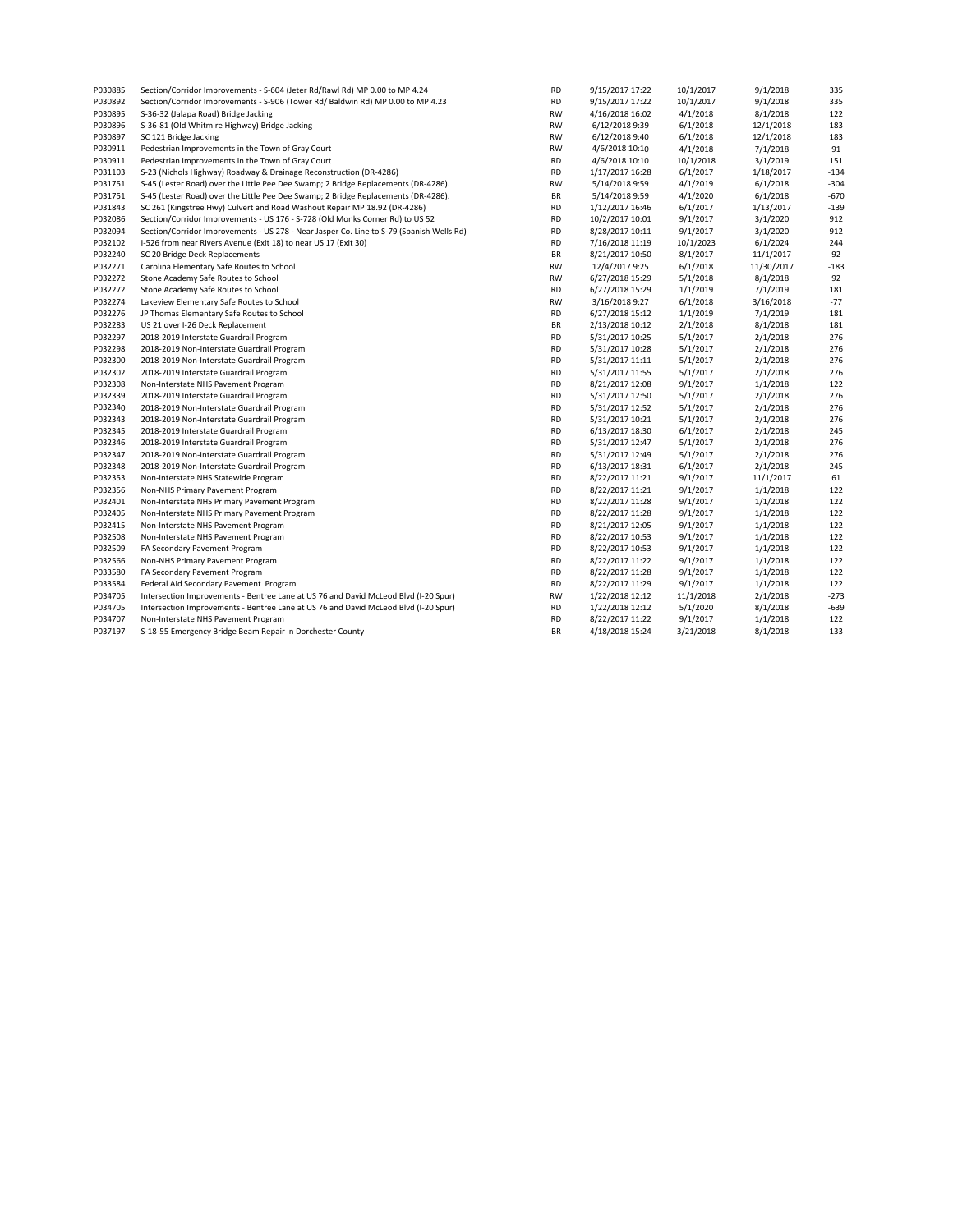| | | | | | | |
|---|---|---|---|---|---|---|
| P030885 | Section/Corridor Improvements - S-604 (Jeter Rd/Rawl Rd) MP 0.00 to MP 4.24 | RD | 9/15/2017 17:22 | 10/1/2017 | 9/1/2018 | 335 |
| P030892 | Section/Corridor Improvements - S-906 (Tower Rd/ Baldwin Rd) MP 0.00 to MP 4.23 | RD | 9/15/2017 17:22 | 10/1/2017 | 9/1/2018 | 335 |
| P030895 | S-36-32 (Jalapa Road) Bridge Jacking | RW | 4/16/2018 16:02 | 4/1/2018 | 8/1/2018 | 122 |
| P030896 | S-36-81 (Old Whitmire Highway) Bridge Jacking | RW | 6/12/2018 9:39 | 6/1/2018 | 12/1/2018 | 183 |
| P030897 | SC 121 Bridge Jacking | RW | 6/12/2018 9:40 | 6/1/2018 | 12/1/2018 | 183 |
| P030911 | Pedestrian Improvements in the Town of Gray Court | RW | 4/6/2018 10:10 | 4/1/2018 | 7/1/2018 | 91 |
| P030911 | Pedestrian Improvements in the Town of Gray Court | RD | 4/6/2018 10:10 | 10/1/2018 | 3/1/2019 | 151 |
| P031103 | S-23 (Nichols Highway) Roadway & Drainage Reconstruction (DR-4286) | RD | 1/17/2017 16:28 | 6/1/2017 | 1/18/2017 | -134 |
| P031751 | S-45 (Lester Road) over the Little Pee Dee Swamp; 2 Bridge Replacements (DR-4286). | RW | 5/14/2018 9:59 | 4/1/2019 | 6/1/2018 | -304 |
| P031751 | S-45 (Lester Road) over the Little Pee Dee Swamp; 2 Bridge Replacements (DR-4286). | BR | 5/14/2018 9:59 | 4/1/2020 | 6/1/2018 | -670 |
| P031843 | SC 261 (Kingstree Hwy) Culvert and Road Washout Repair MP 18.92 (DR-4286) | RD | 1/12/2017 16:46 | 6/1/2017 | 1/13/2017 | -139 |
| P032086 | Section/Corridor Improvements - US 176 - S-728 (Old Monks Corner Rd) to US 52 | RD | 10/2/2017 10:01 | 9/1/2017 | 3/1/2020 | 912 |
| P032094 | Section/Corridor Improvements - US 278 - Near Jasper Co. Line to S-79 (Spanish Wells Rd) | RD | 8/28/2017 10:11 | 9/1/2017 | 3/1/2020 | 912 |
| P032102 | I-526 from near Rivers Avenue (Exit 18) to near US 17 (Exit 30) | RD | 7/16/2018 11:19 | 10/1/2023 | 6/1/2024 | 244 |
| P032240 | SC 20 Bridge Deck Replacements | BR | 8/21/2017 10:50 | 8/1/2017 | 11/1/2017 | 92 |
| P032271 | Carolina Elementary Safe Routes to School | RW | 12/4/2017 9:25 | 6/1/2018 | 11/30/2017 | -183 |
| P032272 | Stone Academy Safe Routes to School | RW | 6/27/2018 15:29 | 5/1/2018 | 8/1/2018 | 92 |
| P032272 | Stone Academy Safe Routes to School | RD | 6/27/2018 15:29 | 1/1/2019 | 7/1/2019 | 181 |
| P032274 | Lakeview Elementary Safe Routes to School | RW | 3/16/2018 9:27 | 6/1/2018 | 3/16/2018 | -77 |
| P032276 | JP Thomas Elementary Safe Routes to School | RD | 6/27/2018 15:12 | 1/1/2019 | 7/1/2019 | 181 |
| P032283 | US 21 over I-26 Deck Replacement | BR | 2/13/2018 10:12 | 2/1/2018 | 8/1/2018 | 181 |
| P032297 | 2018-2019 Interstate Guardrail Program | RD | 5/31/2017 10:25 | 5/1/2017 | 2/1/2018 | 276 |
| P032298 | 2018-2019 Non-Interstate Guardrail Program | RD | 5/31/2017 10:28 | 5/1/2017 | 2/1/2018 | 276 |
| P032300 | 2018-2019 Non-Interstate Guardrail Program | RD | 5/31/2017 11:11 | 5/1/2017 | 2/1/2018 | 276 |
| P032302 | 2018-2019 Interstate Guardrail Program | RD | 5/31/2017 11:55 | 5/1/2017 | 2/1/2018 | 276 |
| P032308 | Non-Interstate NHS Pavement Program | RD | 8/21/2017 12:08 | 9/1/2017 | 1/1/2018 | 122 |
| P032339 | 2018-2019 Interstate Guardrail Program | RD | 5/31/2017 12:50 | 5/1/2017 | 2/1/2018 | 276 |
| P032340 | 2018-2019 Non-Interstate Guardrail Program | RD | 5/31/2017 12:52 | 5/1/2017 | 2/1/2018 | 276 |
| P032343 | 2018-2019 Non-Interstate Guardrail Program | RD | 5/31/2017 10:21 | 5/1/2017 | 2/1/2018 | 276 |
| P032345 | 2018-2019 Interstate Guardrail Program | RD | 6/13/2017 18:30 | 6/1/2017 | 2/1/2018 | 245 |
| P032346 | 2018-2019 Interstate Guardrail Program | RD | 5/31/2017 12:47 | 5/1/2017 | 2/1/2018 | 276 |
| P032347 | 2018-2019 Non-Interstate Guardrail Program | RD | 5/31/2017 12:49 | 5/1/2017 | 2/1/2018 | 276 |
| P032348 | 2018-2019 Non-Interstate Guardrail Program | RD | 6/13/2017 18:31 | 6/1/2017 | 2/1/2018 | 245 |
| P032353 | Non-Interstate NHS Statewide Program | RD | 8/22/2017 11:21 | 9/1/2017 | 11/1/2017 | 61 |
| P032356 | Non-NHS Primary Pavement Program | RD | 8/22/2017 11:21 | 9/1/2017 | 1/1/2018 | 122 |
| P032401 | Non-Interstate NHS Primary Pavement Program | RD | 8/22/2017 11:28 | 9/1/2017 | 1/1/2018 | 122 |
| P032405 | Non-Interstate NHS Primary Pavement Program | RD | 8/22/2017 11:28 | 9/1/2017 | 1/1/2018 | 122 |
| P032415 | Non-Interstate NHS Pavement Program | RD | 8/21/2017 12:05 | 9/1/2017 | 1/1/2018 | 122 |
| P032508 | Non-Interstate NHS Pavement Program | RD | 8/22/2017 10:53 | 9/1/2017 | 1/1/2018 | 122 |
| P032509 | FA Secondary Pavement Program | RD | 8/22/2017 10:53 | 9/1/2017 | 1/1/2018 | 122 |
| P032566 | Non-NHS Primary Pavement Program | RD | 8/22/2017 11:22 | 9/1/2017 | 1/1/2018 | 122 |
| P033580 | FA Secondary Pavement Program | RD | 8/22/2017 11:28 | 9/1/2017 | 1/1/2018 | 122 |
| P033584 | Federal Aid Secondary Pavement Program | RD | 8/22/2017 11:29 | 9/1/2017 | 1/1/2018 | 122 |
| P034705 | Intersection Improvements - Bentree Lane at US 76 and David McLeod Blvd (I-20 Spur) | RW | 1/22/2018 12:12 | 11/1/2018 | 2/1/2018 | -273 |
| P034705 | Intersection Improvements - Bentree Lane at US 76 and David McLeod Blvd (I-20 Spur) | RD | 1/22/2018 12:12 | 5/1/2020 | 8/1/2018 | -639 |
| P034707 | Non-Interstate NHS Pavement Program | RD | 8/22/2017 11:22 | 9/1/2017 | 1/1/2018 | 122 |
| P037197 | S-18-55 Emergency Bridge Beam Repair in Dorchester County | BR | 4/18/2018 15:24 | 3/21/2018 | 8/1/2018 | 133 |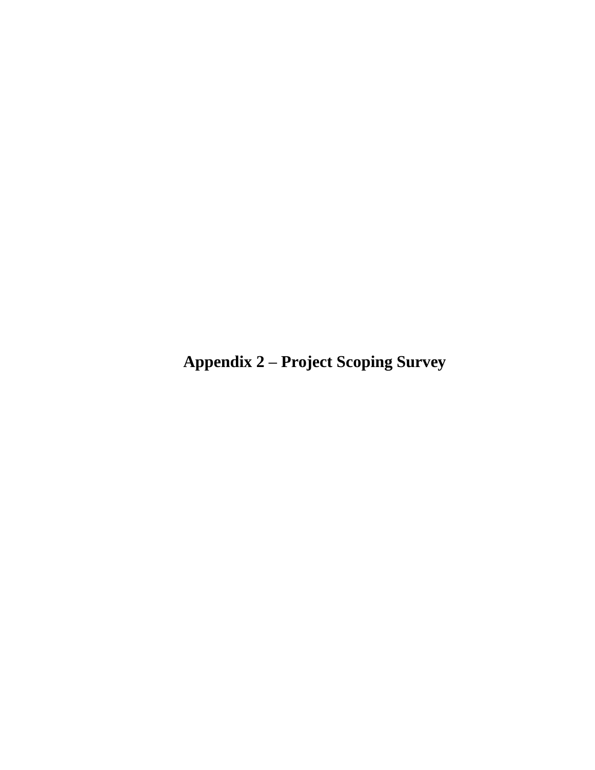# Appendix 2 – Project Scoping Survey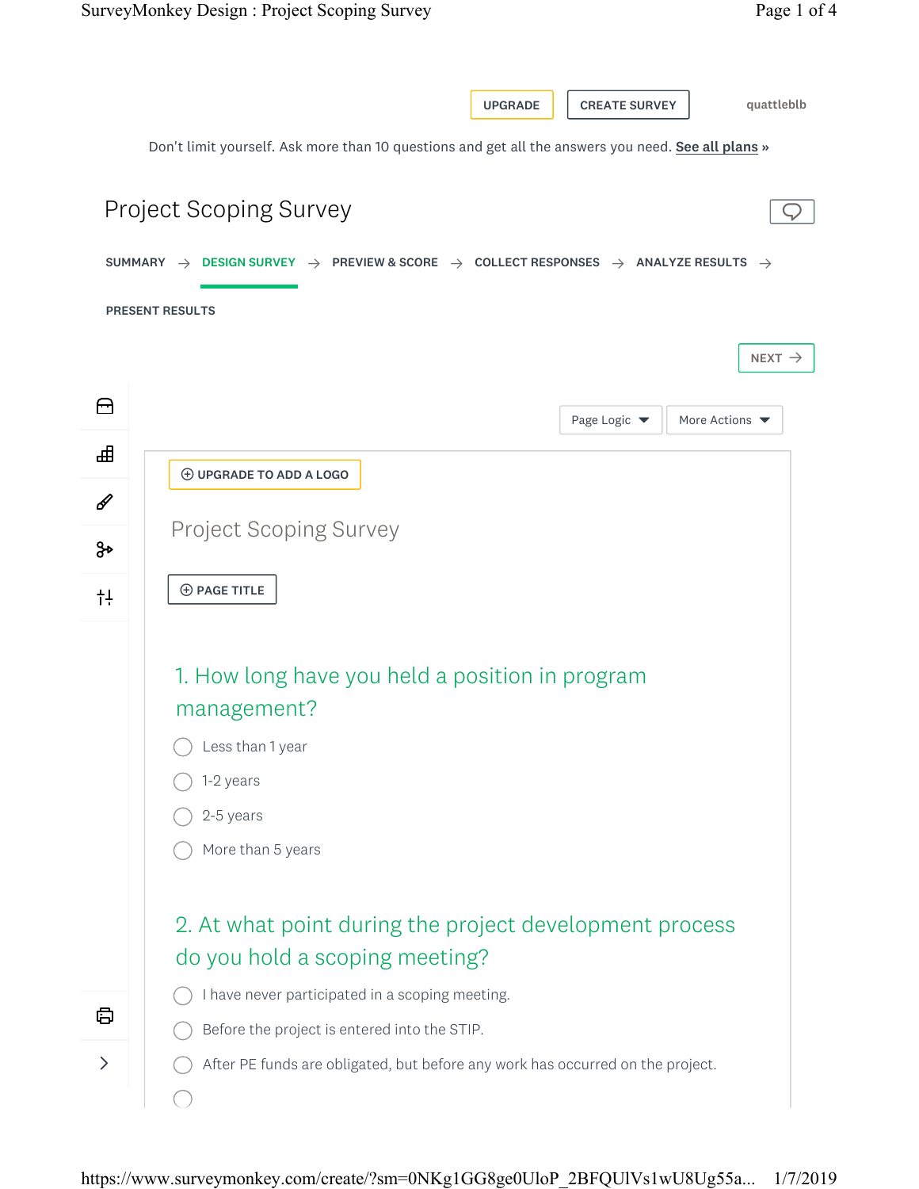UPGRADE | CREATE SURVEY | quattleblb

Don't limit yourself. Ask more than 10 questions and get all the answers you need. See all plans »

# Project Scoping Survey

SUMMARY → DESIGN SURVEY → PREVIEW & SCORE → COLLECT RESPONSES → ANALYZE RESULTS → PRESENT RESULTS

NEXT →

Page Logic | More Actions

UPGRADE TO ADD A LOGO

## Project Scoping Survey

PAGE TITLE

### 1. How long have you held a position in program management?

- Less than 1 year
- 1-2 years
- 2-5 years
- More than 5 years

### 2. At what point during the project development process do you hold a scoping meeting?

- I have never participated in a scoping meeting.
- Before the project is entered into the STIP.
- After PE funds are obligated, but before any work has occurred on the project.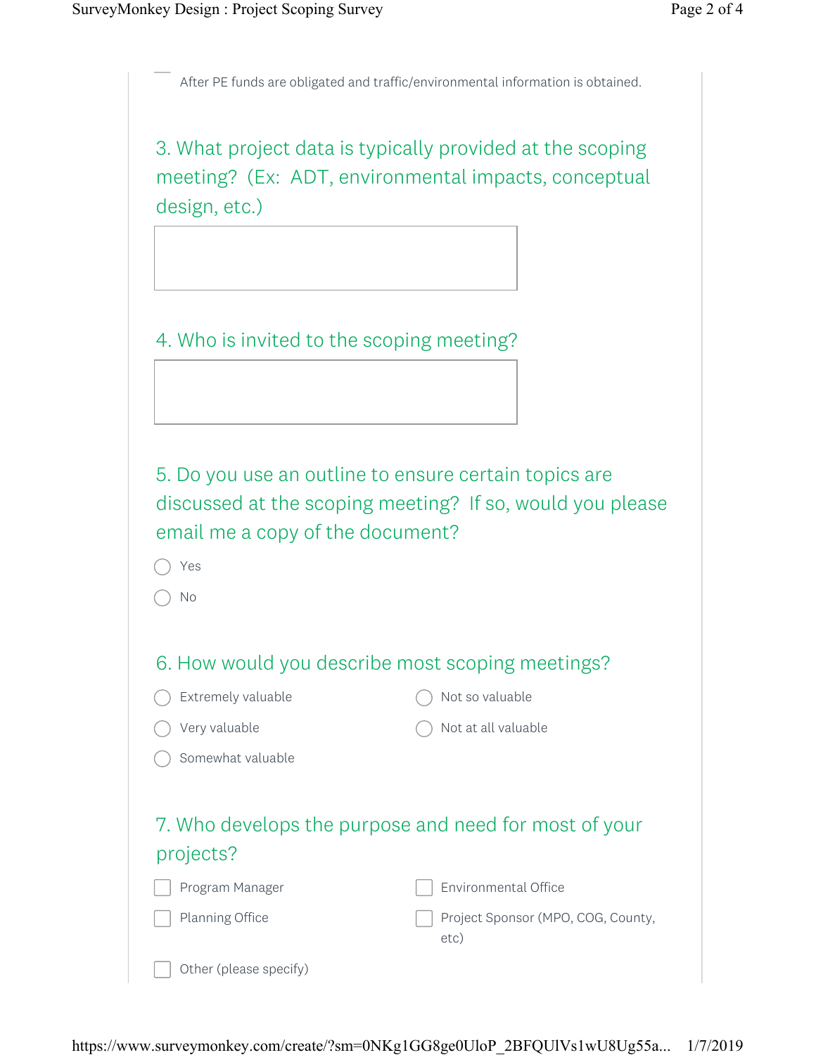After PE funds are obligated and traffic/environmental information is obtained.

## 3. What project data is typically provided at the scoping meeting? (Ex: ADT, environmental impacts, conceptual design, etc.)

## 4. Who is invited to the scoping meeting?

## 5. Do you use an outline to ensure certain topics are discussed at the scoping meeting? If so, would you please email me a copy of the document?

- Yes
- No

## 6. How would you describe most scoping meetings?

- Extremely valuable
- Very valuable
- Somewhat valuable
- Not so valuable
- Not at all valuable

## 7. Who develops the purpose and need for most of your projects?

- Program Manager
- Planning Office
- Environmental Office
- Project Sponsor (MPO, COG, County, etc)
- Other (please specify)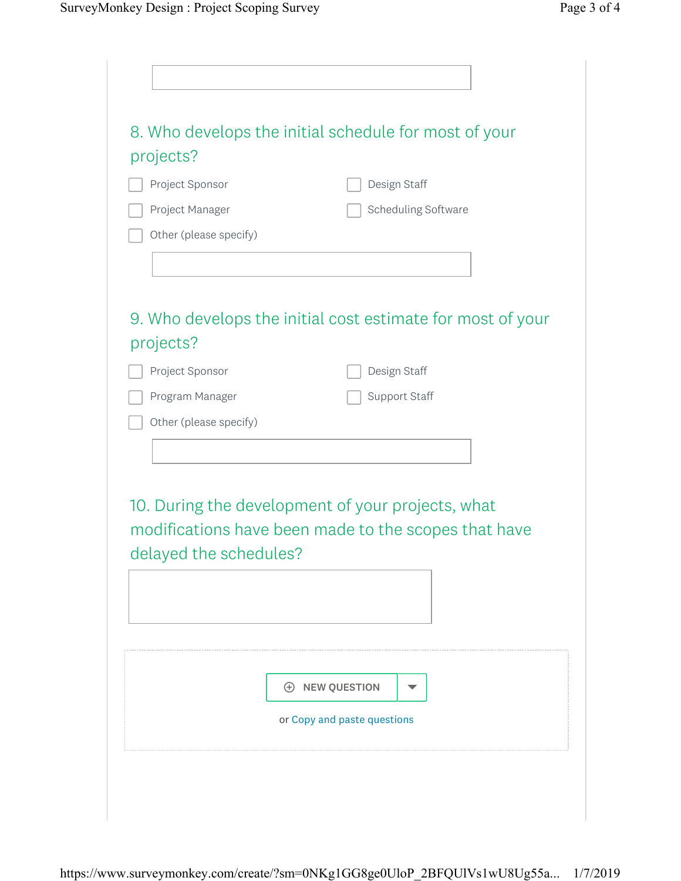8. Who develops the initial schedule for most of your projects?

- [ ] Project Sponsor
- [ ] Design Staff
- [ ] Project Manager
- [ ] Scheduling Software
- [ ] Other (please specify)

9. Who develops the initial cost estimate for most of your projects?

- [ ] Project Sponsor
- [ ] Design Staff
- [ ] Program Manager
- [ ] Support Staff
- [ ] Other (please specify)

10. During the development of your projects, what modifications have been made to the scopes that have delayed the schedules?

NEW QUESTION

or Copy and paste questions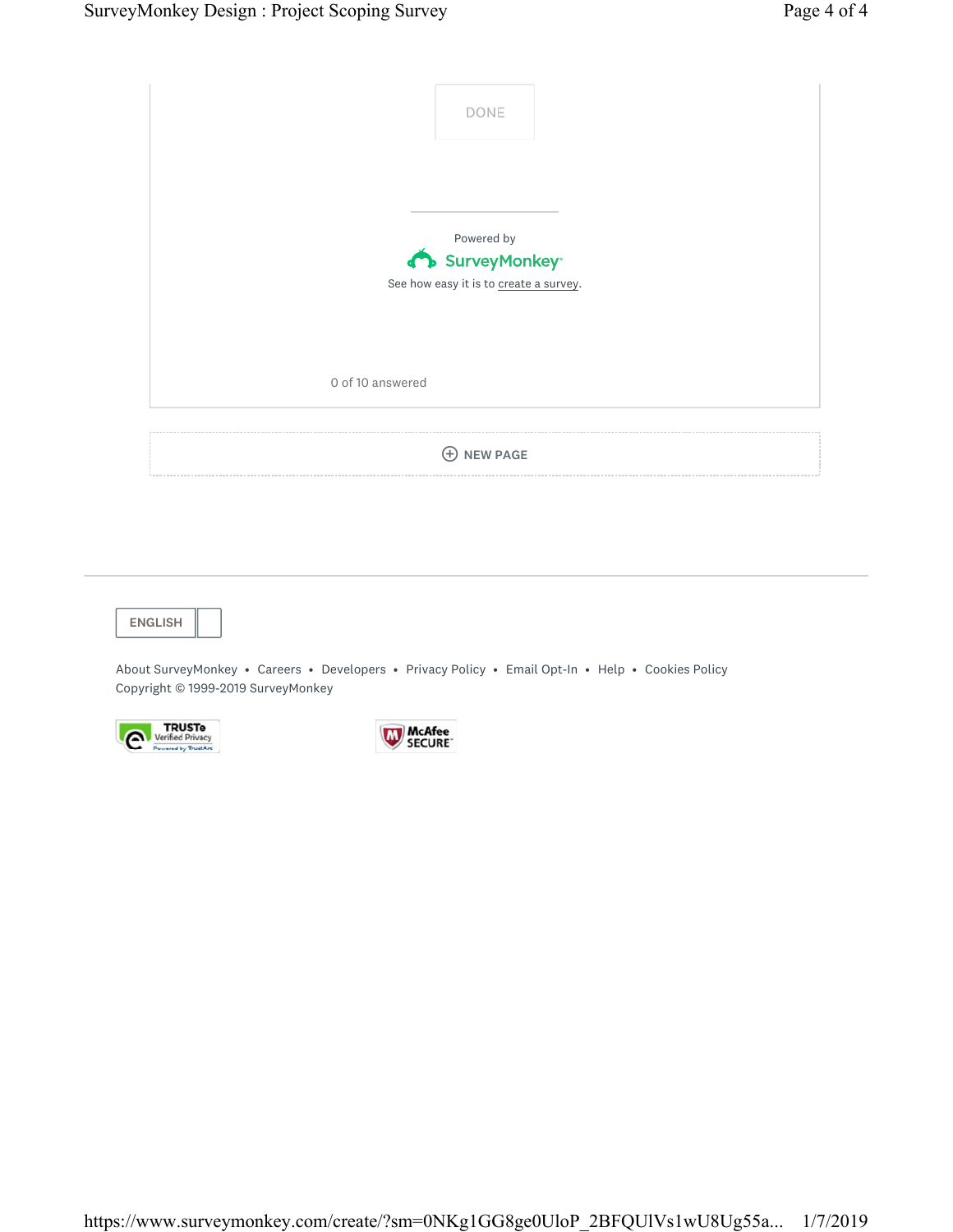DONE

Powered by

SurveyMonkey

See how easy it is to create a survey.

0 of 10 answered

NEW PAGE

ENGLISH

About SurveyMonkey • Careers • Developers • Privacy Policy • Email Opt-In • Help • Cookies Policy

Copyright © 1999-2019 SurveyMonkey

TRUSTe Verified Privacy Powered by TrustArc

McAfee SECURE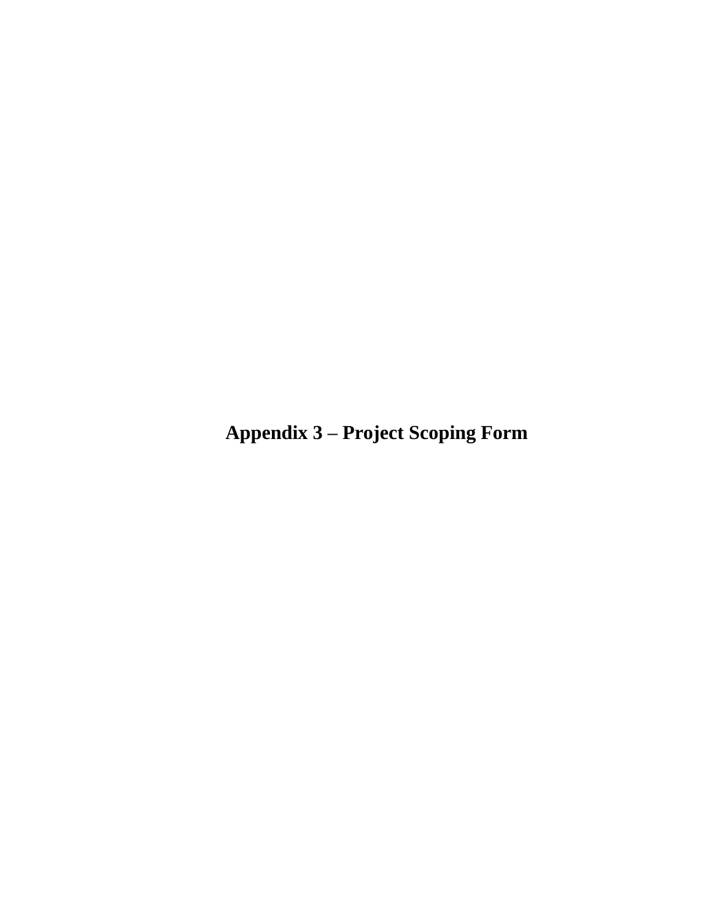# Appendix 3 – Project Scoping Form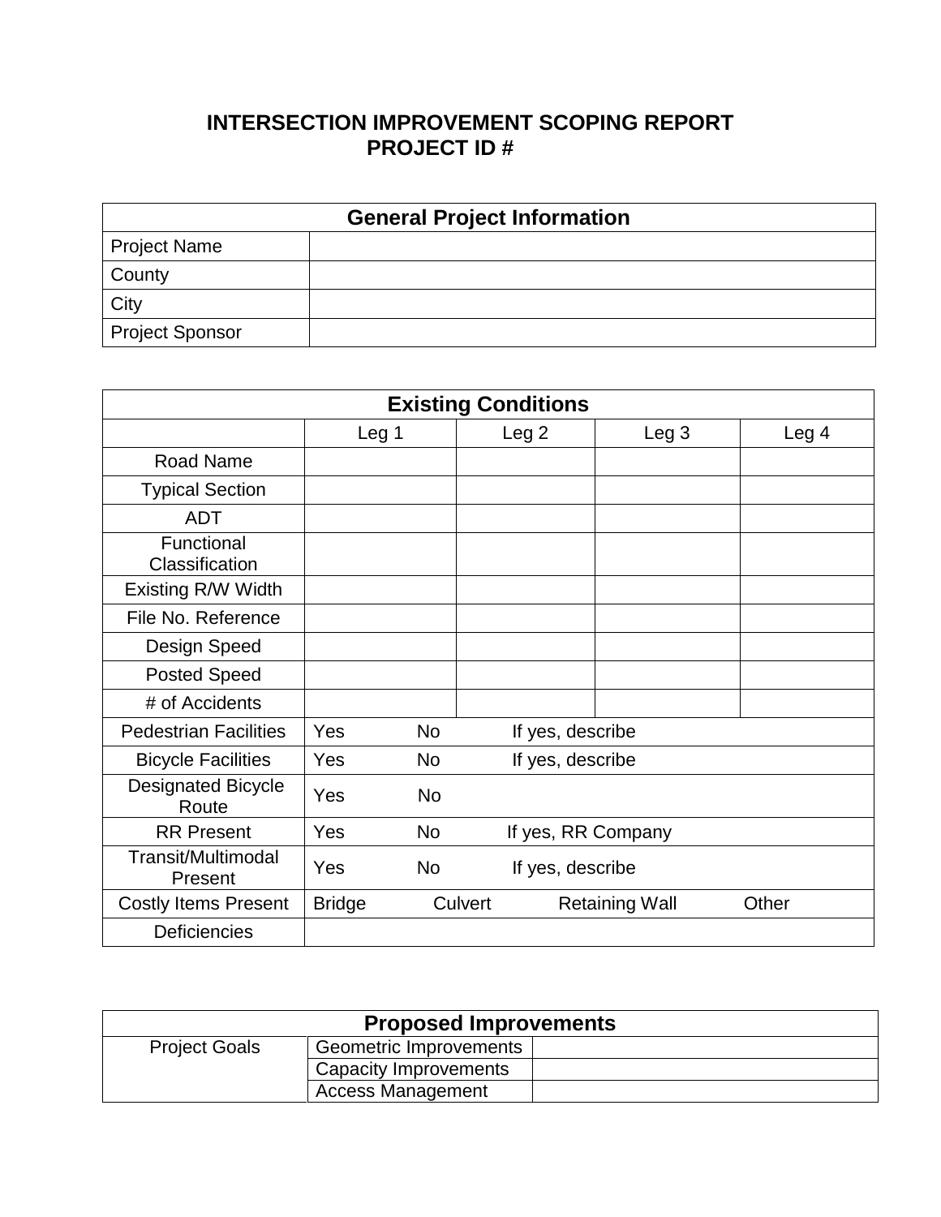# INTERSECTION IMPROVEMENT SCOPING REPORT
## PROJECT ID #

| General Project Information | |
|---|---|
| Project Name | |
| County | |
| City | |
| Project Sponsor | |

| Existing Conditions | | | | |
|---|---|---|---|---|
| | Leg 1 | Leg 2 | Leg 3 | Leg 4 |
| Road Name | | | | |
| Typical Section | | | | |
| ADT | | | | |
| Functional Classification | | | | |
| Existing R/W Width | | | | |
| File No. Reference | | | | |
| Design Speed | | | | |
| Posted Speed | | | | |
| # of Accidents | | | | |
| Pedestrian Facilities | Yes No If yes, describe | | | |
| Bicycle Facilities | Yes No If yes, describe | | | |
| Designated Bicycle Route | Yes No | | | |
| RR Present | Yes No If yes, RR Company | | | |
| Transit/Multimodal Present | Yes No If yes, describe | | | |
| Costly Items Present | Bridge Culvert Retaining Wall Other | | | |
| Deficiencies | | | | |

| Proposed Improvements | | |
|---|---|---|
| Project Goals | Geometric Improvements | |
| | Capacity Improvements | |
| | Access Management | |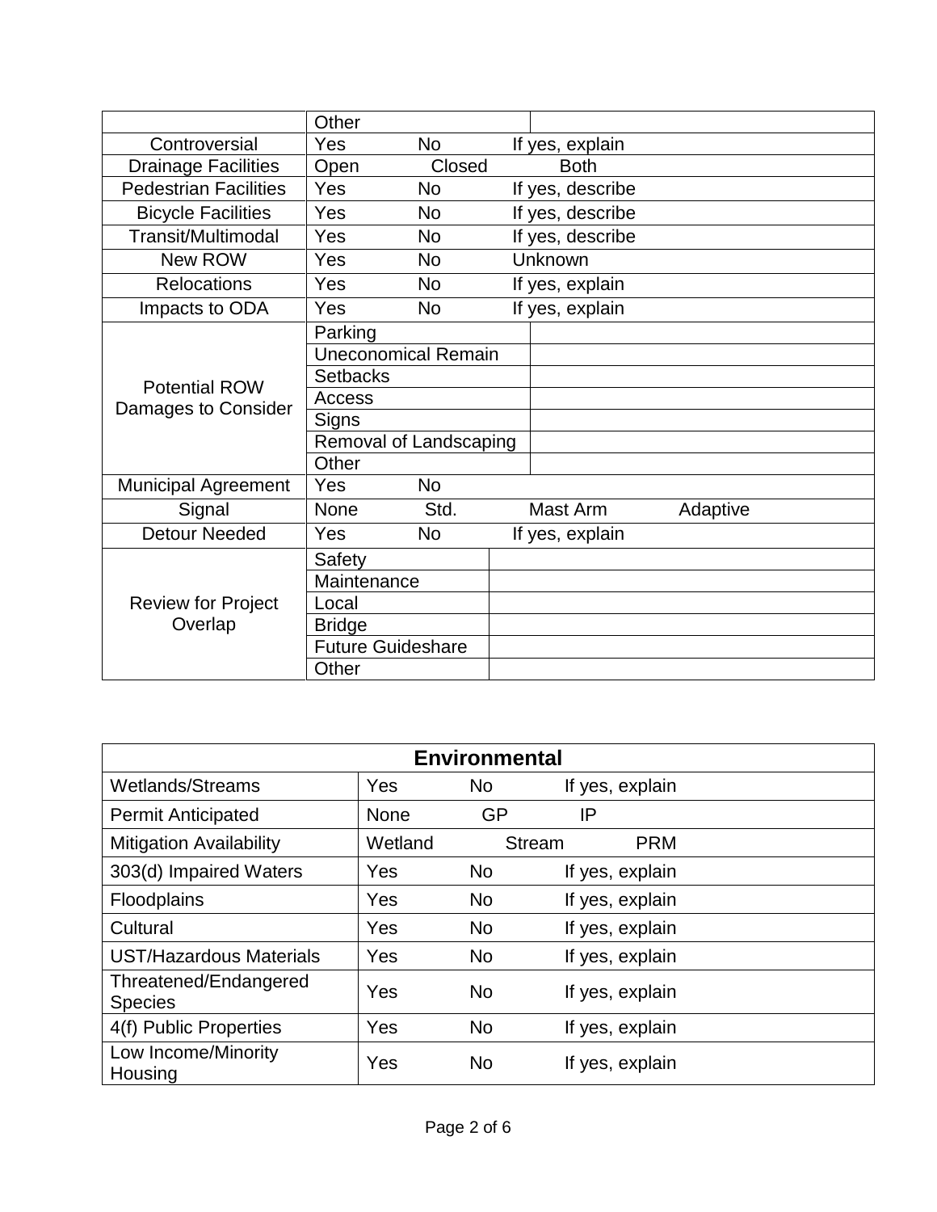| | | |
|---|---|---|
| | Other | |
| Controversial | Yes No If yes, explain | |
| Drainage Facilities | Open Closed Both | |
| Pedestrian Facilities | Yes No If yes, describe | |
| Bicycle Facilities | Yes No If yes, describe | |
| Transit/Multimodal | Yes No If yes, describe | |
| New ROW | Yes No Unknown | |
| Relocations | Yes No If yes, explain | |
| Impacts to ODA | Yes No If yes, explain | |
| Potential ROW Damages to Consider | Parking | |
| | Uneconomical Remain | |
| | Setbacks | |
| | Access | |
| | Signs | |
| | Removal of Landscaping | |
| | Other | |
| Municipal Agreement | Yes No | |
| Signal | None Std. Mast Arm Adaptive | |
| Detour Needed | Yes No If yes, explain | |
| Review for Project Overlap | Safety | |
| | Maintenance | |
| | Local | |
| | Bridge | |
| | Future Guideshare | |
| | Other | |

| Environmental | |
|---|---|
| Wetlands/Streams | Yes No If yes, explain |
| Permit Anticipated | None GP IP |
| Mitigation Availability | Wetland Stream PRM |
| 303(d) Impaired Waters | Yes No If yes, explain |
| Floodplains | Yes No If yes, explain |
| Cultural | Yes No If yes, explain |
| UST/Hazardous Materials | Yes No If yes, explain |
| Threatened/Endangered Species | Yes No If yes, explain |
| 4(f) Public Properties | Yes No If yes, explain |
| Low Income/Minority Housing | Yes No If yes, explain |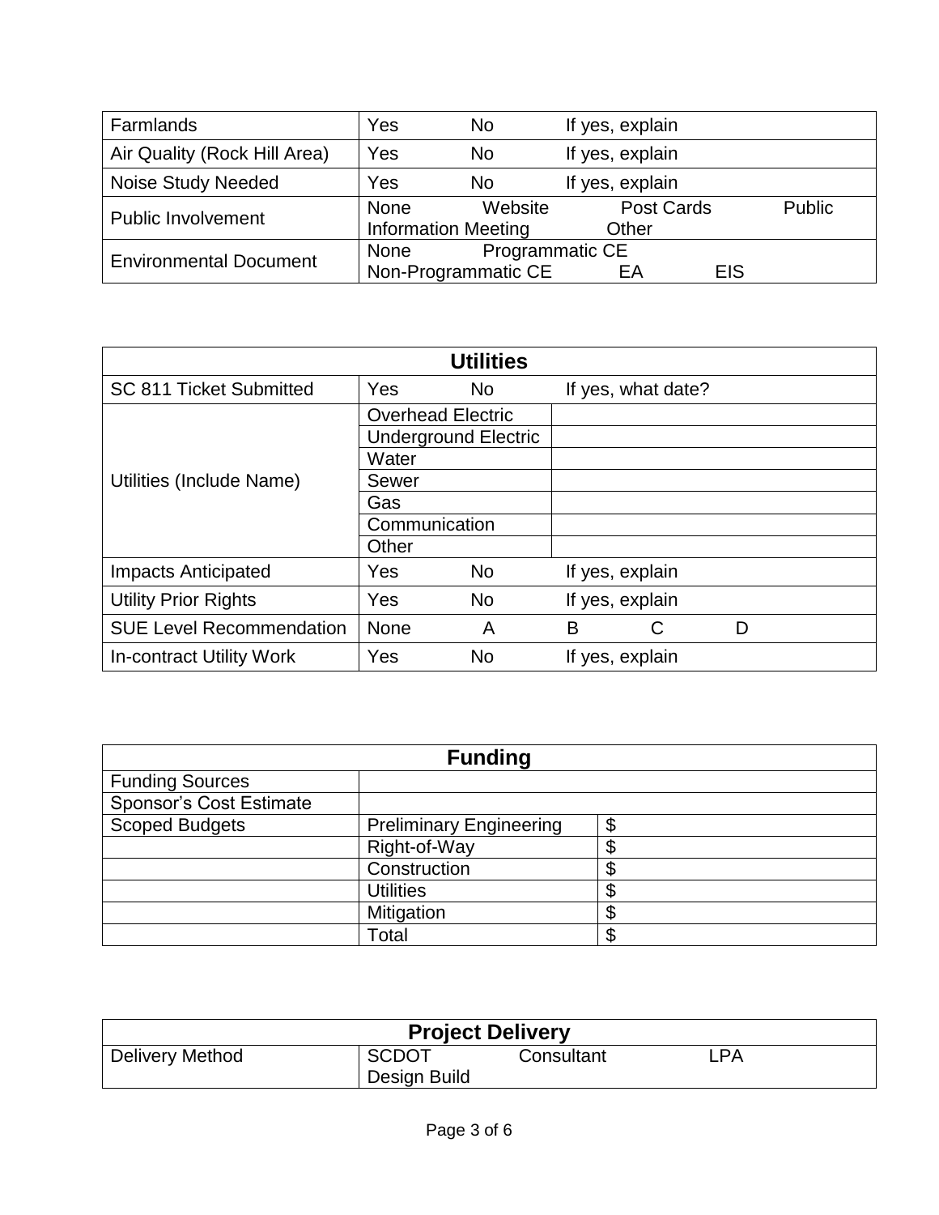| Farmlands | Yes No If yes, explain |
|---|---|
| Air Quality (Rock Hill Area) | Yes No If yes, explain |
| Noise Study Needed | Yes No If yes, explain |
| Public Involvement | None Website Post Cards Public Information Meeting Other |
| Environmental Document | None Programmatic CE Non-Programmatic CE EA EIS |

| **Utilities** | | |
|---|---|---|
| SC 811 Ticket Submitted | Yes No If yes, what date? | |
| Utilities (Include Name) | Overhead Electric | |
| | Underground Electric | |
| | Water | |
| | Sewer | |
| | Gas | |
| | Communication | |
| | Other | |
| Impacts Anticipated | Yes No If yes, explain | |
| Utility Prior Rights | Yes No If yes, explain | |
| SUE Level Recommendation | None A B C D | |
| In-contract Utility Work | Yes No If yes, explain | |

| **Funding** | | |
|---|---|---|
| Funding Sources | | |
| Sponsor's Cost Estimate | | |
| Scoped Budgets | Preliminary Engineering | $ |
| | Right-of-Way | $ |
| | Construction | $ |
| | Utilities | $ |
| | Mitigation | $ |
| | Total | $ |

| **Project Delivery** | |
|---|---|
| Delivery Method | SCDOT Consultant LPA Design Build |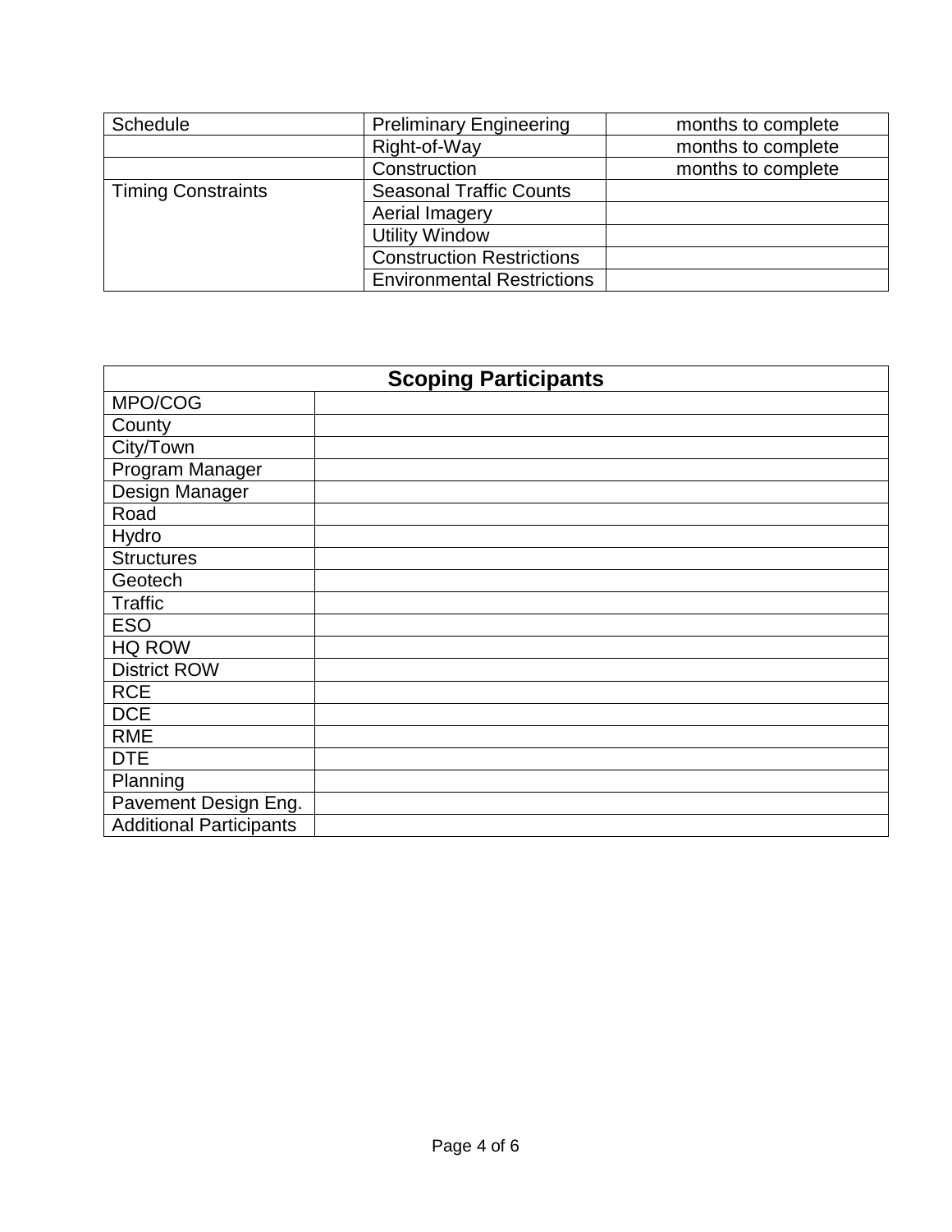| Schedule | Preliminary Engineering | months to complete |
| --- | --- | --- |
| | Right-of-Way | months to complete |
| | Construction | months to complete |
| Timing Constraints | Seasonal Traffic Counts | |
| | Aerial Imagery | |
| | Utility Window | |
| | Construction Restrictions | |
| | Environmental Restrictions | |

| **Scoping Participants** | |
| --- | --- |
| MPO/COG | |
| County | |
| City/Town | |
| Program Manager | |
| Design Manager | |
| Road | |
| Hydro | |
| Structures | |
| Geotech | |
| Traffic | |
| ESO | |
| HQ ROW | |
| District ROW | |
| RCE | |
| DCE | |
| RME | |
| DTE | |
| Planning | |
| Pavement Design Eng. | |
| Additional Participants | |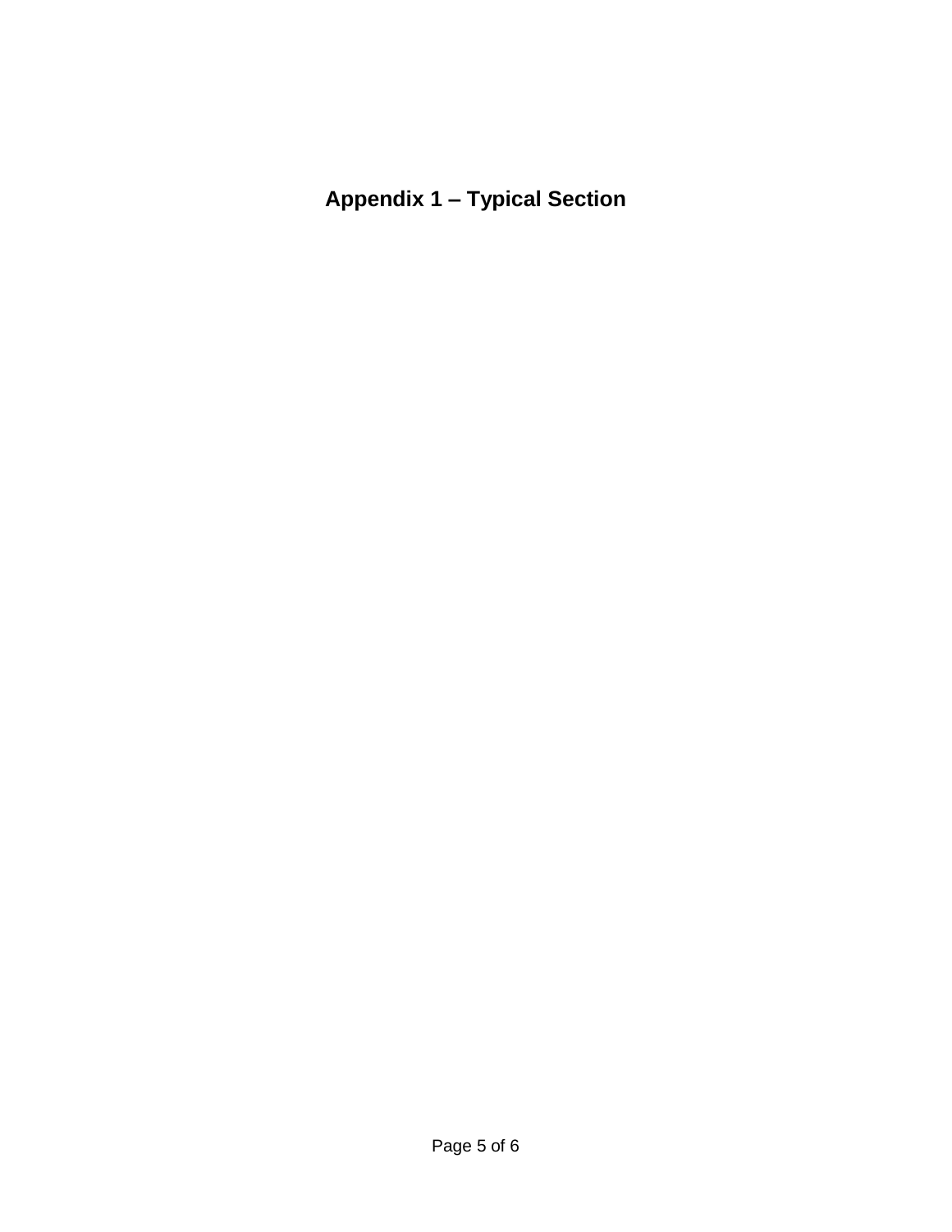# Appendix 1 – Typical Section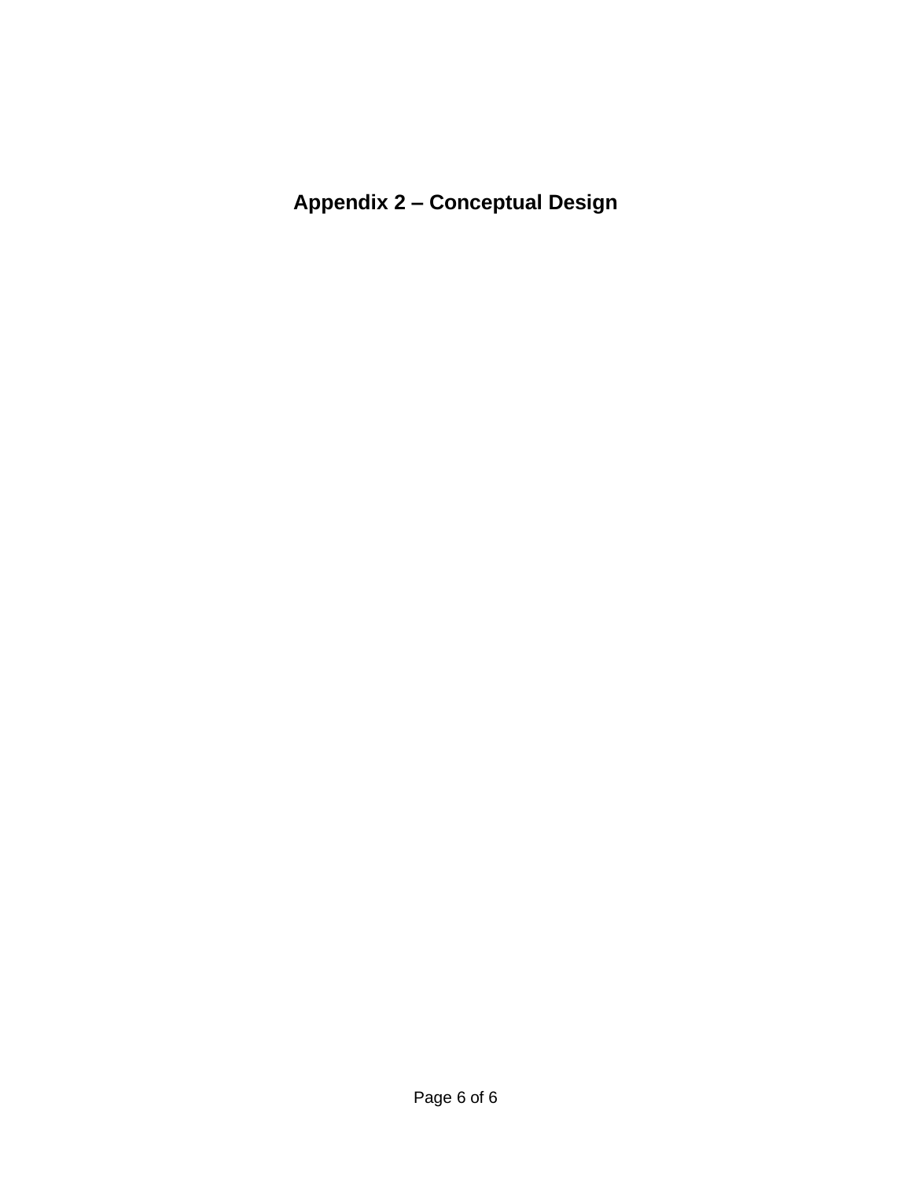# Appendix 2 – Conceptual Design